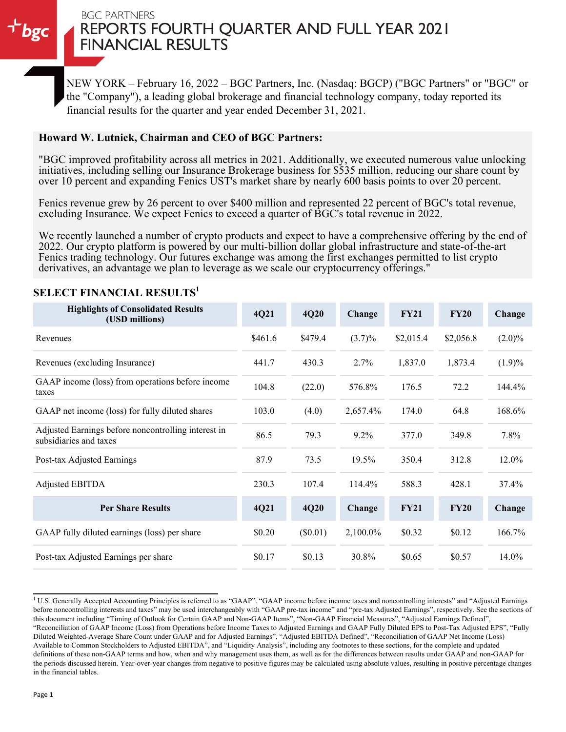# BGC PARTNERS REPORTS FOURTH QUARTER AND FULL YEAR 2021 FINANCIAL RESULTS

NEW YORK – February 16, 2022 – BGC Partners, Inc. (Nasdaq: BGCP) ("BGC Partners" or "BGC" or the "Company"), a leading global brokerage and financial technology company, today reported its financial results for the quarter and year ended December 31, 2021.

**Howard W. Lutnick, Chairman and CEO of BGC Partners:**

"BGC improved profitability across all metrics in 2021. Additionally, we executed numerous value unlocking initiatives, including selling our Insurance Brokerage business for $535 million, reducing our share count by over 10 percent and expanding Fenics UST's market share by nearly 600 basis points to over 20 percent.

Fenics revenue grew by 26 percent to over $400 million and represented 22 percent of BGC's total revenue, excluding Insurance. We expect Fenics to exceed a quarter of BGC's total revenue in 2022.

We recently launched a number of crypto products and expect to have a comprehensive offering by the end of 2022. Our crypto platform is powered by our multi-billion dollar global infrastructure and state-of-the-art Fenics trading technology. Our futures exchange was among the first exchanges permitted to list crypto derivatives, an advantage we plan to leverage as we scale our cryptocurrency offerings."

## SELECT FINANCIAL RESULTS[1]

| Highlights of Consolidated Results (USD millions) | 4Q21 | 4Q20 | Change | FY21 | FY20 | Change |
|---|---|---|---|---|---|---|
| Revenues | $461.6 | $479.4 | (3.7)% | $2,015.4 | $2,056.8 | (2.0)% |
| Revenues (excluding Insurance) | 441.7 | 430.3 | 2.7% | 1,837.0 | 1,873.4 | (1.9)% |
| GAAP income (loss) from operations before income taxes | 104.8 | (22.0) | 576.8% | 176.5 | 72.2 | 144.4% |
| GAAP net income (loss) for fully diluted shares | 103.0 | (4.0) | 2,657.4% | 174.0 | 64.8 | 168.6% |
| Adjusted Earnings before noncontrolling interest in subsidiaries and taxes | 86.5 | 79.3 | 9.2% | 377.0 | 349.8 | 7.8% |
| Post-tax Adjusted Earnings | 87.9 | 73.5 | 19.5% | 350.4 | 312.8 | 12.0% |
| Adjusted EBITDA | 230.3 | 107.4 | 114.4% | 588.3 | 428.1 | 37.4% |
| **Per Share Results** | **4Q21** | **4Q20** | **Change** | **FY21** | **FY20** | **Change** |
| GAAP fully diluted earnings (loss) per share | $0.20 | ($0.01) | 2,100.0% | $0.32 | $0.12 | 166.7% |
| Post-tax Adjusted Earnings per share | $0.17 | $0.13 | 30.8% | $0.65 | $0.57 | 14.0% |

[1] U.S. Generally Accepted Accounting Principles is referred to as "GAAP". "GAAP income before income taxes and noncontrolling interests" and "Adjusted Earnings before noncontrolling interests and taxes" may be used interchangeably with "GAAP pre-tax income" and "pre-tax Adjusted Earnings", respectively. See the sections of this document including "Timing of Outlook for Certain GAAP and Non-GAAP Items", "Non-GAAP Financial Measures", "Adjusted Earnings Defined", "Reconciliation of GAAP Income (Loss) from Operations before Income Taxes to Adjusted Earnings and GAAP Fully Diluted EPS to Post-Tax Adjusted EPS", "Fully Diluted Weighted-Average Share Count under GAAP and for Adjusted Earnings", "Adjusted EBITDA Defined", "Reconciliation of GAAP Net Income (Loss) Available to Common Stockholders to Adjusted EBITDA", and "Liquidity Analysis", including any footnotes to these sections, for the complete and updated definitions of these non-GAAP terms and how, when and why management uses them, as well as for the differences between results under GAAP and non-GAAP for the periods discussed herein. Year-over-year changes from negative to positive figures may be calculated using absolute values, resulting in positive percentage changes in the financial tables.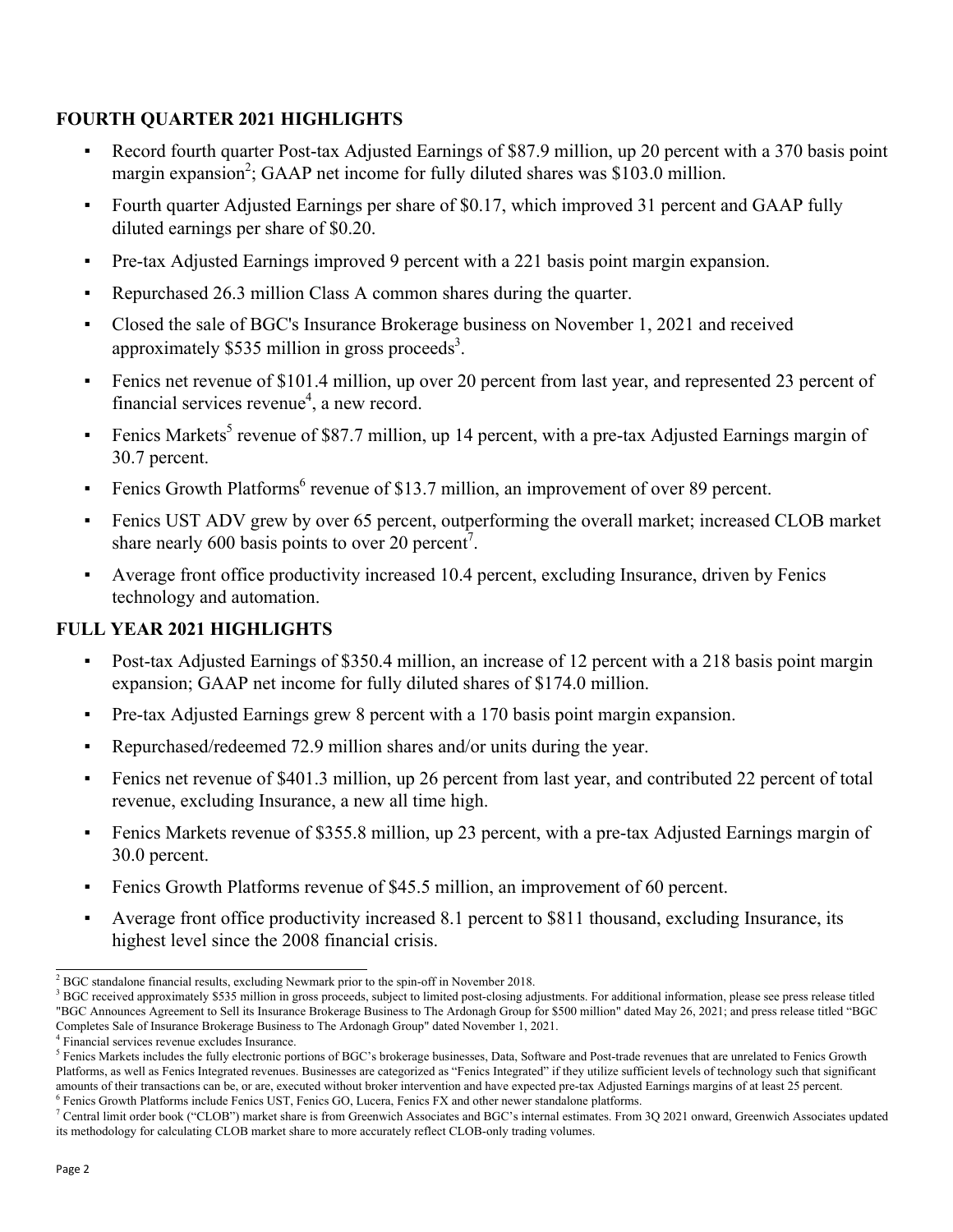## FOURTH QUARTER 2021 HIGHLIGHTS

- Record fourth quarter Post-tax Adjusted Earnings of $87.9 million, up 20 percent with a 370 basis point margin expansion[2]; GAAP net income for fully diluted shares was $103.0 million.
- Fourth quarter Adjusted Earnings per share of $0.17, which improved 31 percent and GAAP fully diluted earnings per share of $0.20.
- Pre-tax Adjusted Earnings improved 9 percent with a 221 basis point margin expansion.
- Repurchased 26.3 million Class A common shares during the quarter.
- Closed the sale of BGC's Insurance Brokerage business on November 1, 2021 and received approximately $535 million in gross proceeds[3].
- Fenics net revenue of $101.4 million, up over 20 percent from last year, and represented 23 percent of financial services revenue[4], a new record.
- Fenics Markets[5] revenue of $87.7 million, up 14 percent, with a pre-tax Adjusted Earnings margin of 30.7 percent.
- Fenics Growth Platforms[6] revenue of $13.7 million, an improvement of over 89 percent.
- Fenics UST ADV grew by over 65 percent, outperforming the overall market; increased CLOB market share nearly 600 basis points to over 20 percent[7].
- Average front office productivity increased 10.4 percent, excluding Insurance, driven by Fenics technology and automation.

## FULL YEAR 2021 HIGHLIGHTS

- Post-tax Adjusted Earnings of $350.4 million, an increase of 12 percent with a 218 basis point margin expansion; GAAP net income for fully diluted shares of $174.0 million.
- Pre-tax Adjusted Earnings grew 8 percent with a 170 basis point margin expansion.
- Repurchased/redeemed 72.9 million shares and/or units during the year.
- Fenics net revenue of $401.3 million, up 26 percent from last year, and contributed 22 percent of total revenue, excluding Insurance, a new all time high.
- Fenics Markets revenue of $355.8 million, up 23 percent, with a pre-tax Adjusted Earnings margin of 30.0 percent.
- Fenics Growth Platforms revenue of $45.5 million, an improvement of 60 percent.
- Average front office productivity increased 8.1 percent to $811 thousand, excluding Insurance, its highest level since the 2008 financial crisis.

---

[2] BGC standalone financial results, excluding Newmark prior to the spin-off in November 2018.

[3] BGC received approximately $535 million in gross proceeds, subject to limited post-closing adjustments. For additional information, please see press release titled "BGC Announces Agreement to Sell its Insurance Brokerage Business to The Ardonagh Group for $500 million" dated May 26, 2021; and press release titled "BGC Completes Sale of Insurance Brokerage Business to The Ardonagh Group" dated November 1, 2021.

[4] Financial services revenue excludes Insurance.

[5] Fenics Markets includes the fully electronic portions of BGC's brokerage businesses, Data, Software and Post-trade revenues that are unrelated to Fenics Growth Platforms, as well as Fenics Integrated revenues. Businesses are categorized as "Fenics Integrated" if they utilize sufficient levels of technology such that significant amounts of their transactions can be, or are, executed without broker intervention and have expected pre-tax Adjusted Earnings margins of at least 25 percent.

[6] Fenics Growth Platforms include Fenics UST, Fenics GO, Lucera, Fenics FX and other newer standalone platforms.

[7] Central limit order book ("CLOB") market share is from Greenwich Associates and BGC's internal estimates. From 3Q 2021 onward, Greenwich Associates updated its methodology for calculating CLOB market share to more accurately reflect CLOB-only trading volumes.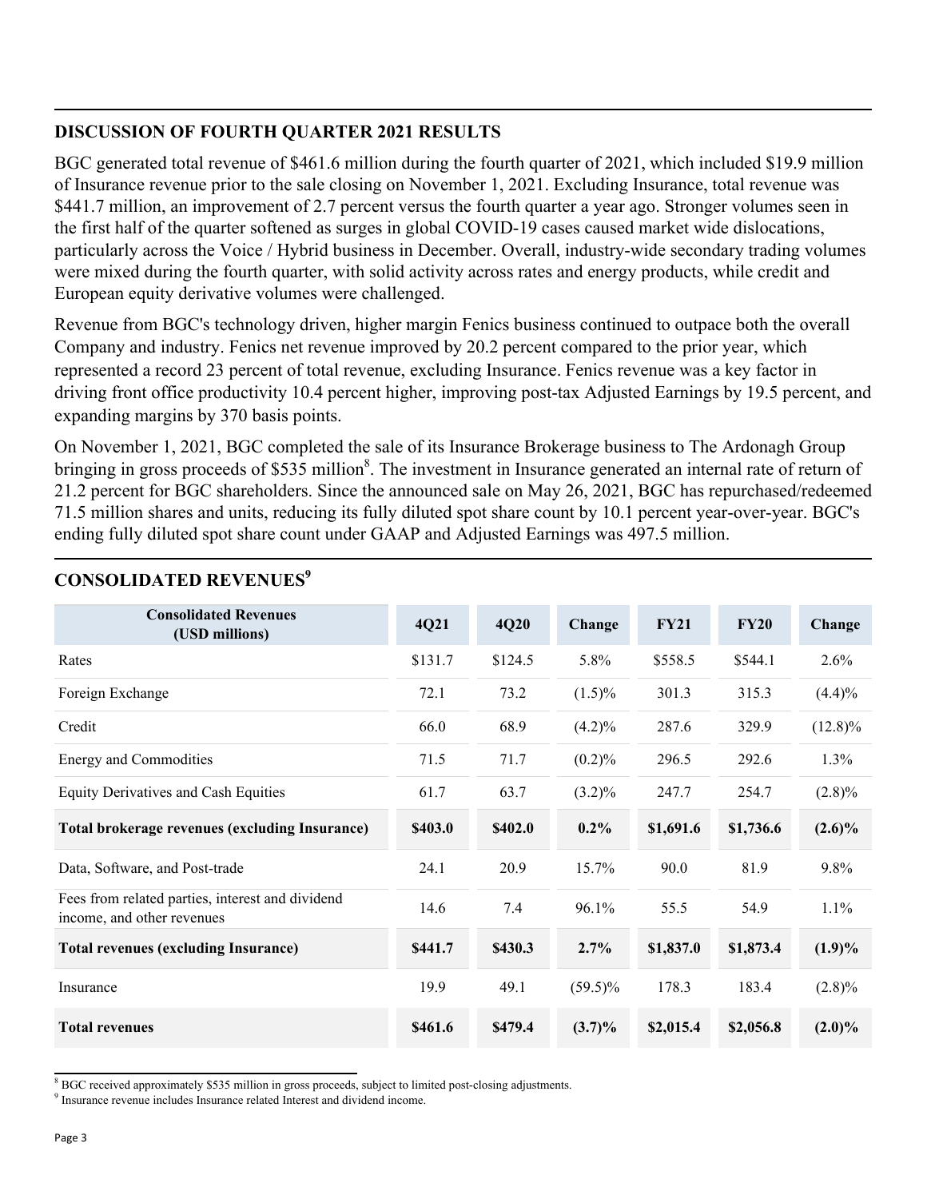## DISCUSSION OF FOURTH QUARTER 2021 RESULTS

BGC generated total revenue of $461.6 million during the fourth quarter of 2021, which included $19.9 million of Insurance revenue prior to the sale closing on November 1, 2021. Excluding Insurance, total revenue was $441.7 million, an improvement of 2.7 percent versus the fourth quarter a year ago. Stronger volumes seen in the first half of the quarter softened as surges in global COVID-19 cases caused market wide dislocations, particularly across the Voice / Hybrid business in December. Overall, industry-wide secondary trading volumes were mixed during the fourth quarter, with solid activity across rates and energy products, while credit and European equity derivative volumes were challenged.

Revenue from BGC's technology driven, higher margin Fenics business continued to outpace both the overall Company and industry. Fenics net revenue improved by 20.2 percent compared to the prior year, which represented a record 23 percent of total revenue, excluding Insurance. Fenics revenue was a key factor in driving front office productivity 10.4 percent higher, improving post-tax Adjusted Earnings by 19.5 percent, and expanding margins by 370 basis points.

On November 1, 2021, BGC completed the sale of its Insurance Brokerage business to The Ardonagh Group bringing in gross proceeds of $535 million[8]. The investment in Insurance generated an internal rate of return of 21.2 percent for BGC shareholders. Since the announced sale on May 26, 2021, BGC has repurchased/redeemed 71.5 million shares and units, reducing its fully diluted spot share count by 10.1 percent year-over-year. BGC's ending fully diluted spot share count under GAAP and Adjusted Earnings was 497.5 million.

## CONSOLIDATED REVENUES[9]

| Consolidated Revenues (USD millions) | 4Q21 | 4Q20 | Change | FY21 | FY20 | Change |
|---|---|---|---|---|---|---|
| Rates | $131.7 | $124.5 | 5.8% | $558.5 | $544.1 | 2.6% |
| Foreign Exchange | 72.1 | 73.2 | (1.5)% | 301.3 | 315.3 | (4.4)% |
| Credit | 66.0 | 68.9 | (4.2)% | 287.6 | 329.9 | (12.8)% |
| Energy and Commodities | 71.5 | 71.7 | (0.2)% | 296.5 | 292.6 | 1.3% |
| Equity Derivatives and Cash Equities | 61.7 | 63.7 | (3.2)% | 247.7 | 254.7 | (2.8)% |
| **Total brokerage revenues (excluding Insurance)** | **$403.0** | **$402.0** | **0.2%** | **$1,691.6** | **$1,736.6** | **(2.6)%** |
| Data, Software, and Post-trade | 24.1 | 20.9 | 15.7% | 90.0 | 81.9 | 9.8% |
| Fees from related parties, interest and dividend income, and other revenues | 14.6 | 7.4 | 96.1% | 55.5 | 54.9 | 1.1% |
| **Total revenues (excluding Insurance)** | **$441.7** | **$430.3** | **2.7%** | **$1,837.0** | **$1,873.4** | **(1.9)%** |
| Insurance | 19.9 | 49.1 | (59.5)% | 178.3 | 183.4 | (2.8)% |
| **Total revenues** | **$461.6** | **$479.4** | **(3.7)%** | **$2,015.4** | **$2,056.8** | **(2.0)%** |

[8] BGC received approximately $535 million in gross proceeds, subject to limited post-closing adjustments.
[9] Insurance revenue includes Insurance related Interest and dividend income.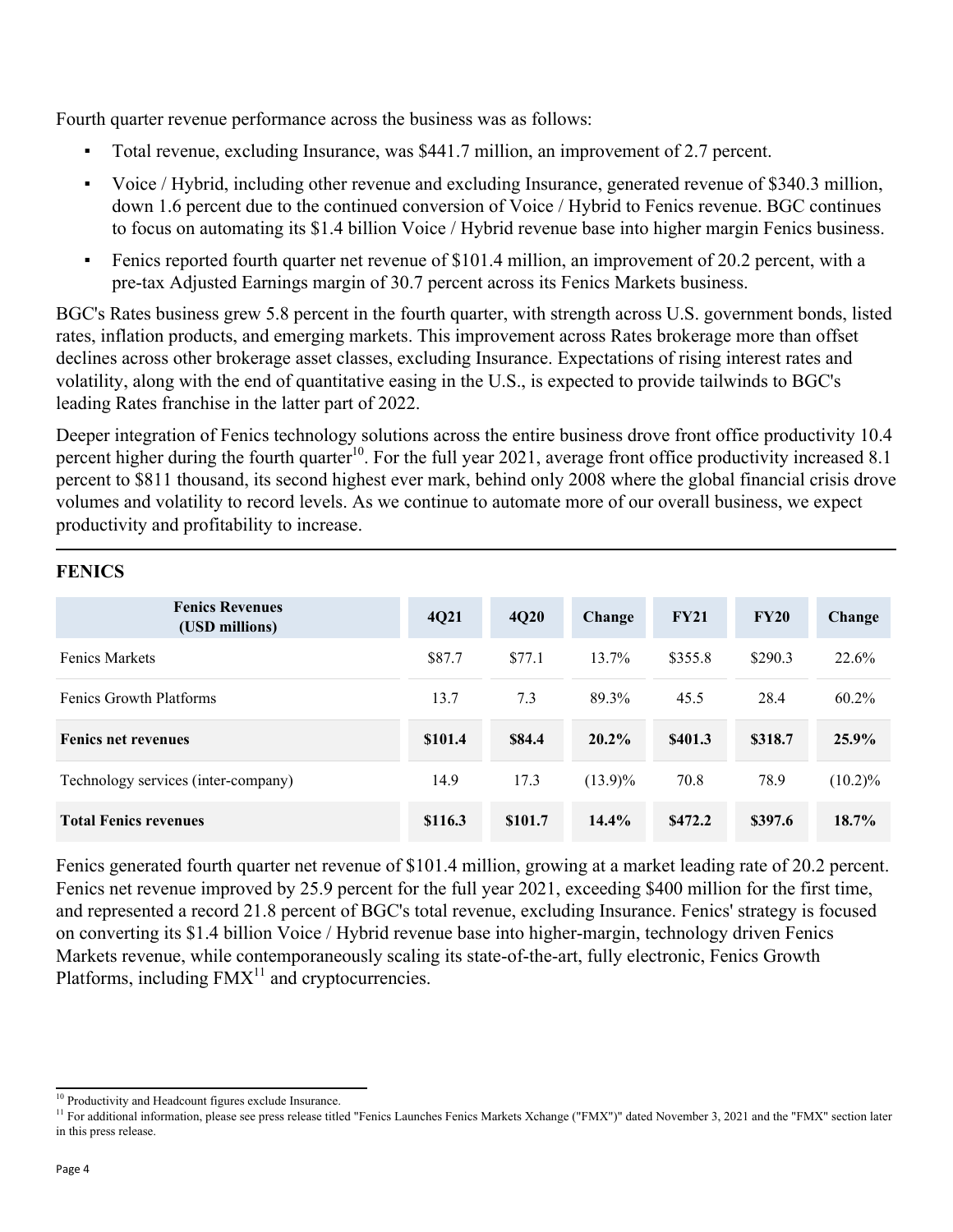Fourth quarter revenue performance across the business was as follows:

- Total revenue, excluding Insurance, was $441.7 million, an improvement of 2.7 percent.
- Voice / Hybrid, including other revenue and excluding Insurance, generated revenue of $340.3 million, down 1.6 percent due to the continued conversion of Voice / Hybrid to Fenics revenue. BGC continues to focus on automating its $1.4 billion Voice / Hybrid revenue base into higher margin Fenics business.
- Fenics reported fourth quarter net revenue of $101.4 million, an improvement of 20.2 percent, with a pre-tax Adjusted Earnings margin of 30.7 percent across its Fenics Markets business.

BGC's Rates business grew 5.8 percent in the fourth quarter, with strength across U.S. government bonds, listed rates, inflation products, and emerging markets. This improvement across Rates brokerage more than offset declines across other brokerage asset classes, excluding Insurance. Expectations of rising interest rates and volatility, along with the end of quantitative easing in the U.S., is expected to provide tailwinds to BGC's leading Rates franchise in the latter part of 2022.

Deeper integration of Fenics technology solutions across the entire business drove front office productivity 10.4 percent higher during the fourth quarter[10]. For the full year 2021, average front office productivity increased 8.1 percent to $811 thousand, its second highest ever mark, behind only 2008 where the global financial crisis drove volumes and volatility to record levels. As we continue to automate more of our overall business, we expect productivity and profitability to increase.

## FENICS

| Fenics Revenues (USD millions) | 4Q21 | 4Q20 | Change | FY21 | FY20 | Change |
|---|---|---|---|---|---|---|
| Fenics Markets | $87.7 | $77.1 | 13.7% | $355.8 | $290.3 | 22.6% |
| Fenics Growth Platforms | 13.7 | 7.3 | 89.3% | 45.5 | 28.4 | 60.2% |
| **Fenics net revenues** | **$101.4** | **$84.4** | **20.2%** | **$401.3** | **$318.7** | **25.9%** |
| Technology services (inter-company) | 14.9 | 17.3 | (13.9)% | 70.8 | 78.9 | (10.2)% |
| **Total Fenics revenues** | **$116.3** | **$101.7** | **14.4%** | **$472.2** | **$397.6** | **18.7%** |

Fenics generated fourth quarter net revenue of $101.4 million, growing at a market leading rate of 20.2 percent. Fenics net revenue improved by 25.9 percent for the full year 2021, exceeding $400 million for the first time, and represented a record 21.8 percent of BGC's total revenue, excluding Insurance. Fenics' strategy is focused on converting its $1.4 billion Voice / Hybrid revenue base into higher-margin, technology driven Fenics Markets revenue, while contemporaneously scaling its state-of-the-art, fully electronic, Fenics Growth Platforms, including FMX[11] and cryptocurrencies.

[10] Productivity and Headcount figures exclude Insurance.

[11] For additional information, please see press release titled "Fenics Launches Fenics Markets Xchange ("FMX")" dated November 3, 2021 and the "FMX" section later in this press release.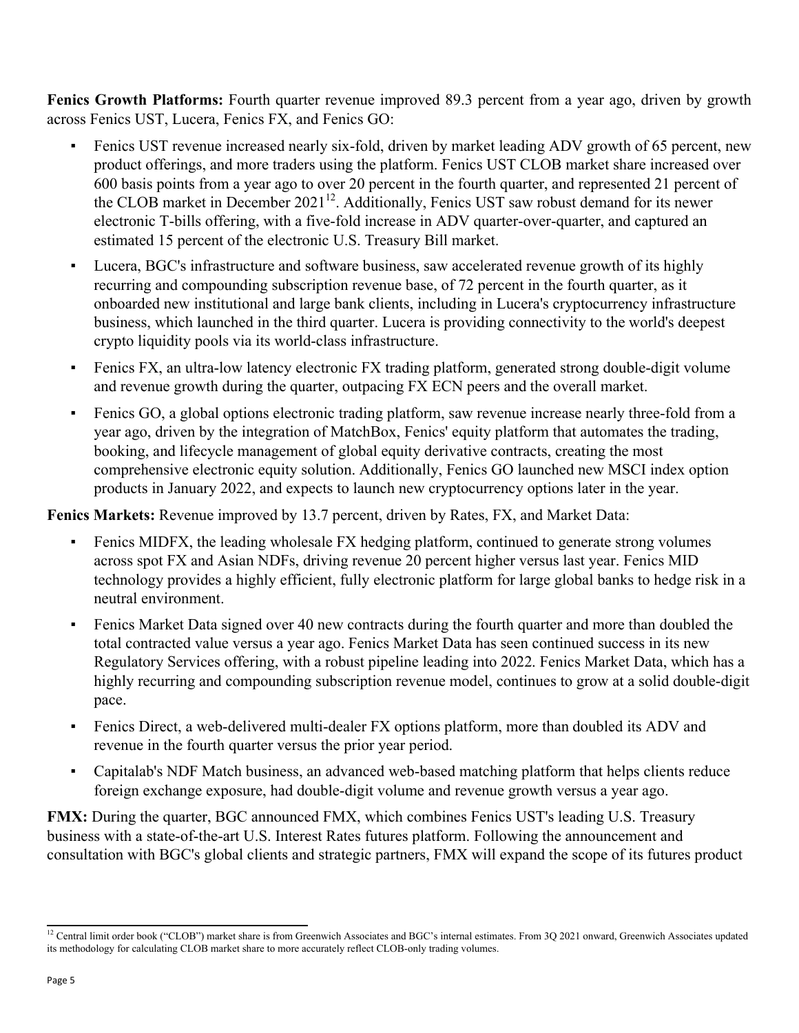**Fenics Growth Platforms:** Fourth quarter revenue improved 89.3 percent from a year ago, driven by growth across Fenics UST, Lucera, Fenics FX, and Fenics GO:

- Fenics UST revenue increased nearly six-fold, driven by market leading ADV growth of 65 percent, new product offerings, and more traders using the platform. Fenics UST CLOB market share increased over 600 basis points from a year ago to over 20 percent in the fourth quarter, and represented 21 percent of the CLOB market in December 2021[12]. Additionally, Fenics UST saw robust demand for its newer electronic T-bills offering, with a five-fold increase in ADV quarter-over-quarter, and captured an estimated 15 percent of the electronic U.S. Treasury Bill market.
- Lucera, BGC's infrastructure and software business, saw accelerated revenue growth of its highly recurring and compounding subscription revenue base, of 72 percent in the fourth quarter, as it onboarded new institutional and large bank clients, including in Lucera's cryptocurrency infrastructure business, which launched in the third quarter. Lucera is providing connectivity to the world's deepest crypto liquidity pools via its world-class infrastructure.
- Fenics FX, an ultra-low latency electronic FX trading platform, generated strong double-digit volume and revenue growth during the quarter, outpacing FX ECN peers and the overall market.
- Fenics GO, a global options electronic trading platform, saw revenue increase nearly three-fold from a year ago, driven by the integration of MatchBox, Fenics' equity platform that automates the trading, booking, and lifecycle management of global equity derivative contracts, creating the most comprehensive electronic equity solution. Additionally, Fenics GO launched new MSCI index option products in January 2022, and expects to launch new cryptocurrency options later in the year.

**Fenics Markets:** Revenue improved by 13.7 percent, driven by Rates, FX, and Market Data:

- Fenics MIDFX, the leading wholesale FX hedging platform, continued to generate strong volumes across spot FX and Asian NDFs, driving revenue 20 percent higher versus last year. Fenics MID technology provides a highly efficient, fully electronic platform for large global banks to hedge risk in a neutral environment.
- Fenics Market Data signed over 40 new contracts during the fourth quarter and more than doubled the total contracted value versus a year ago. Fenics Market Data has seen continued success in its new Regulatory Services offering, with a robust pipeline leading into 2022. Fenics Market Data, which has a highly recurring and compounding subscription revenue model, continues to grow at a solid double-digit pace.
- Fenics Direct, a web-delivered multi-dealer FX options platform, more than doubled its ADV and revenue in the fourth quarter versus the prior year period.
- Capitalab's NDF Match business, an advanced web-based matching platform that helps clients reduce foreign exchange exposure, had double-digit volume and revenue growth versus a year ago.

**FMX:** During the quarter, BGC announced FMX, which combines Fenics UST's leading U.S. Treasury business with a state-of-the-art U.S. Interest Rates futures platform. Following the announcement and consultation with BGC's global clients and strategic partners, FMX will expand the scope of its futures product

---

[12] Central limit order book ("CLOB") market share is from Greenwich Associates and BGC's internal estimates. From 3Q 2021 onward, Greenwich Associates updated its methodology for calculating CLOB market share to more accurately reflect CLOB-only trading volumes.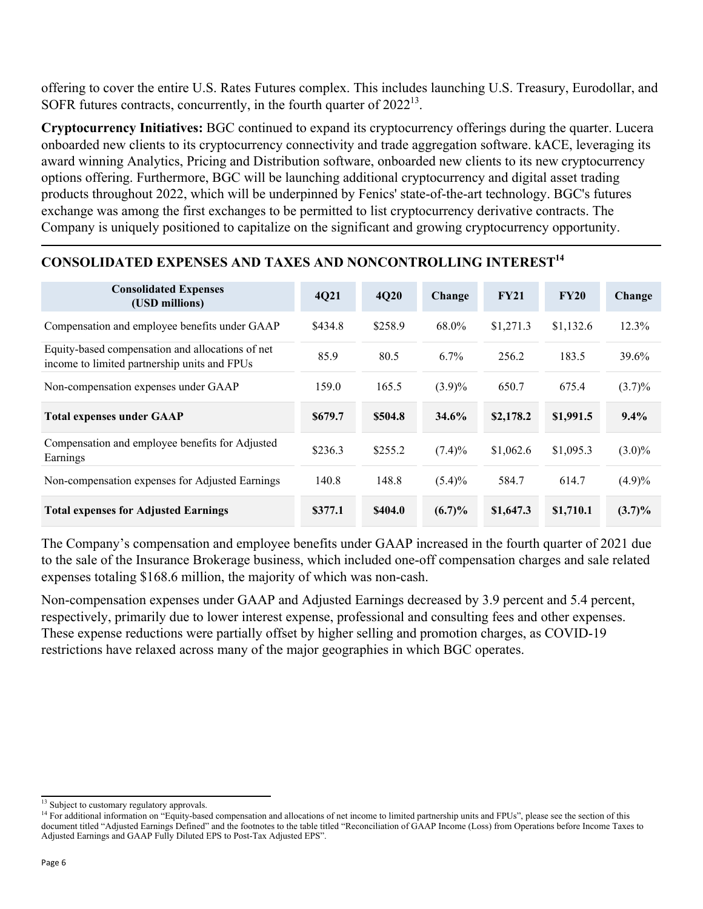offering to cover the entire U.S. Rates Futures complex. This includes launching U.S. Treasury, Eurodollar, and SOFR futures contracts, concurrently, in the fourth quarter of 2022[13].

**Cryptocurrency Initiatives:** BGC continued to expand its cryptocurrency offerings during the quarter. Lucera onboarded new clients to its cryptocurrency connectivity and trade aggregation software. kACE, leveraging its award winning Analytics, Pricing and Distribution software, onboarded new clients to its new cryptocurrency options offering. Furthermore, BGC will be launching additional cryptocurrency and digital asset trading products throughout 2022, which will be underpinned by Fenics' state-of-the-art technology. BGC's futures exchange was among the first exchanges to be permitted to list cryptocurrency derivative contracts. The Company is uniquely positioned to capitalize on the significant and growing cryptocurrency opportunity.

## CONSOLIDATED EXPENSES AND TAXES AND NONCONTROLLING INTEREST[14]

| Consolidated Expenses (USD millions) | 4Q21 | 4Q20 | Change | FY21 | FY20 | Change |
|---|---|---|---|---|---|---|
| Compensation and employee benefits under GAAP | $434.8 | $258.9 | 68.0% | $1,271.3 | $1,132.6 | 12.3% |
| Equity-based compensation and allocations of net income to limited partnership units and FPUs | 85.9 | 80.5 | 6.7% | 256.2 | 183.5 | 39.6% |
| Non-compensation expenses under GAAP | 159.0 | 165.5 | (3.9)% | 650.7 | 675.4 | (3.7)% |
| **Total expenses under GAAP** | **$679.7** | **$504.8** | **34.6%** | **$2,178.2** | **$1,991.5** | **9.4%** |
| Compensation and employee benefits for Adjusted Earnings | $236.3 | $255.2 | (7.4)% | $1,062.6 | $1,095.3 | (3.0)% |
| Non-compensation expenses for Adjusted Earnings | 140.8 | 148.8 | (5.4)% | 584.7 | 614.7 | (4.9)% |
| **Total expenses for Adjusted Earnings** | **$377.1** | **$404.0** | **(6.7)%** | **$1,647.3** | **$1,710.1** | **(3.7)%** |

The Company's compensation and employee benefits under GAAP increased in the fourth quarter of 2021 due to the sale of the Insurance Brokerage business, which included one-off compensation charges and sale related expenses totaling $168.6 million, the majority of which was non-cash.

Non-compensation expenses under GAAP and Adjusted Earnings decreased by 3.9 percent and 5.4 percent, respectively, primarily due to lower interest expense, professional and consulting fees and other expenses. These expense reductions were partially offset by higher selling and promotion charges, as COVID-19 restrictions have relaxed across many of the major geographies in which BGC operates.

[13] Subject to customary regulatory approvals.

[14] For additional information on "Equity-based compensation and allocations of net income to limited partnership units and FPUs", please see the section of this document titled "Adjusted Earnings Defined" and the footnotes to the table titled "Reconciliation of GAAP Income (Loss) from Operations before Income Taxes to Adjusted Earnings and GAAP Fully Diluted EPS to Post-Tax Adjusted EPS".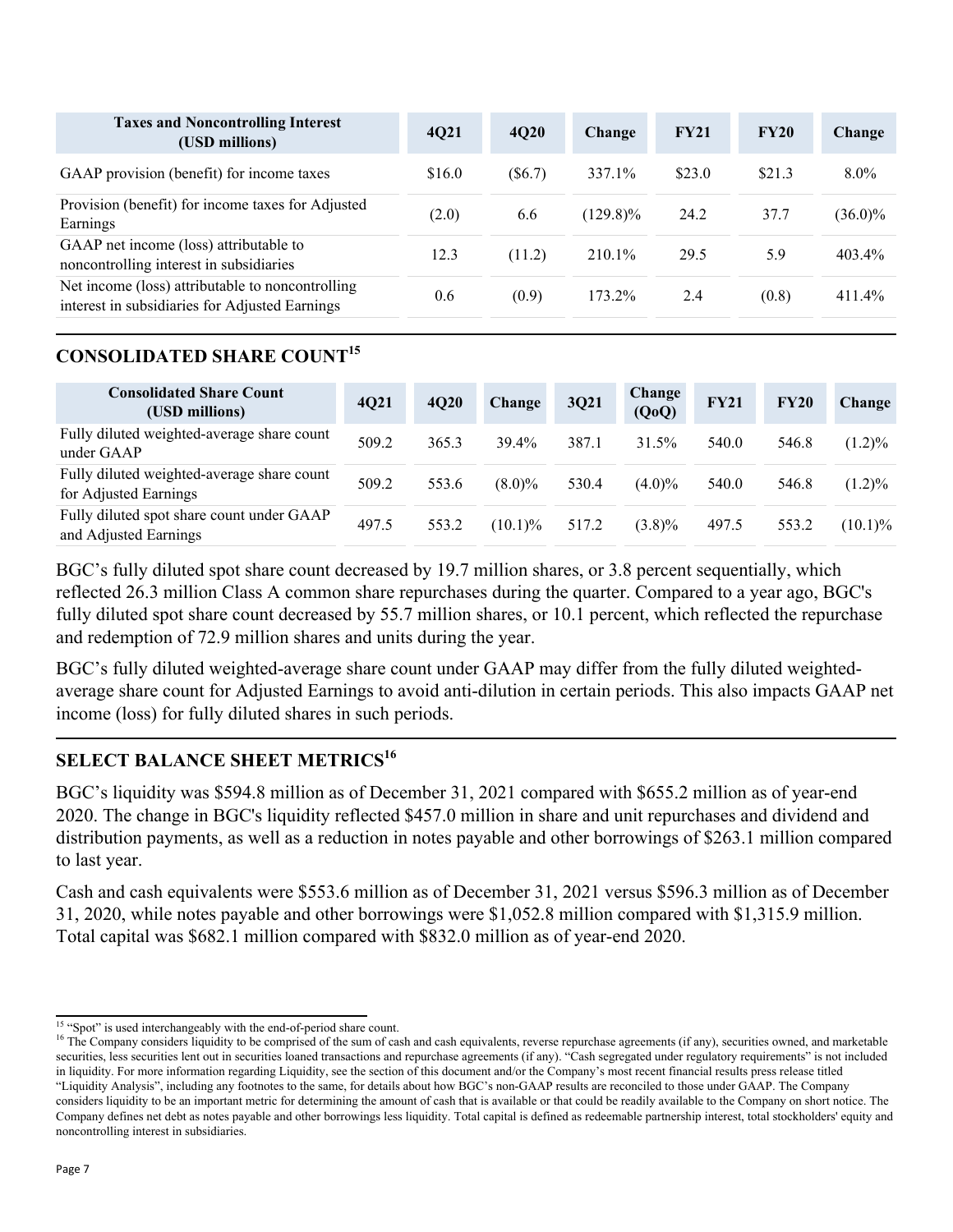| Taxes and Noncontrolling Interest (USD millions) | 4Q21 | 4Q20 | Change | FY21 | FY20 | Change |
|---|---|---|---|---|---|---|
| GAAP provision (benefit) for income taxes | $16.0 | ($6.7) | 337.1% | $23.0 | $21.3 | 8.0% |
| Provision (benefit) for income taxes for Adjusted Earnings | (2.0) | 6.6 | (129.8)% | 24.2 | 37.7 | (36.0)% |
| GAAP net income (loss) attributable to noncontrolling interest in subsidiaries | 12.3 | (11.2) | 210.1% | 29.5 | 5.9 | 403.4% |
| Net income (loss) attributable to noncontrolling interest in subsidiaries for Adjusted Earnings | 0.6 | (0.9) | 173.2% | 2.4 | (0.8) | 411.4% |

## CONSOLIDATED SHARE COUNT[15]

| Consolidated Share Count (USD millions) | 4Q21 | 4Q20 | Change | 3Q21 | Change (QoQ) | FY21 | FY20 | Change |
|---|---|---|---|---|---|---|---|---|
| Fully diluted weighted-average share count under GAAP | 509.2 | 365.3 | 39.4% | 387.1 | 31.5% | 540.0 | 546.8 | (1.2)% |
| Fully diluted weighted-average share count for Adjusted Earnings | 509.2 | 553.6 | (8.0)% | 530.4 | (4.0)% | 540.0 | 546.8 | (1.2)% |
| Fully diluted spot share count under GAAP and Adjusted Earnings | 497.5 | 553.2 | (10.1)% | 517.2 | (3.8)% | 497.5 | 553.2 | (10.1)% |

BGC's fully diluted spot share count decreased by 19.7 million shares, or 3.8 percent sequentially, which reflected 26.3 million Class A common share repurchases during the quarter. Compared to a year ago, BGC's fully diluted spot share count decreased by 55.7 million shares, or 10.1 percent, which reflected the repurchase and redemption of 72.9 million shares and units during the year.

BGC's fully diluted weighted-average share count under GAAP may differ from the fully diluted weighted-average share count for Adjusted Earnings to avoid anti-dilution in certain periods. This also impacts GAAP net income (loss) for fully diluted shares in such periods.

## SELECT BALANCE SHEET METRICS[16]

BGC's liquidity was $594.8 million as of December 31, 2021 compared with $655.2 million as of year-end 2020. The change in BGC's liquidity reflected $457.0 million in share and unit repurchases and dividend and distribution payments, as well as a reduction in notes payable and other borrowings of $263.1 million compared to last year.

Cash and cash equivalents were $553.6 million as of December 31, 2021 versus $596.3 million as of December 31, 2020, while notes payable and other borrowings were $1,052.8 million compared with $1,315.9 million. Total capital was $682.1 million compared with $832.0 million as of year-end 2020.

[15] "Spot" is used interchangeably with the end-of-period share count.

[16] The Company considers liquidity to be comprised of the sum of cash and cash equivalents, reverse repurchase agreements (if any), securities owned, and marketable securities, less securities lent out in securities loaned transactions and repurchase agreements (if any). "Cash segregated under regulatory requirements" is not included in liquidity. For more information regarding Liquidity, see the section of this document and/or the Company's most recent financial results press release titled "Liquidity Analysis", including any footnotes to the same, for details about how BGC's non-GAAP results are reconciled to those under GAAP. The Company considers liquidity to be an important metric for determining the amount of cash that is available or that could be readily available to the Company on short notice. The Company defines net debt as notes payable and other borrowings less liquidity. Total capital is defined as redeemable partnership interest, total stockholders' equity and noncontrolling interest in subsidiaries.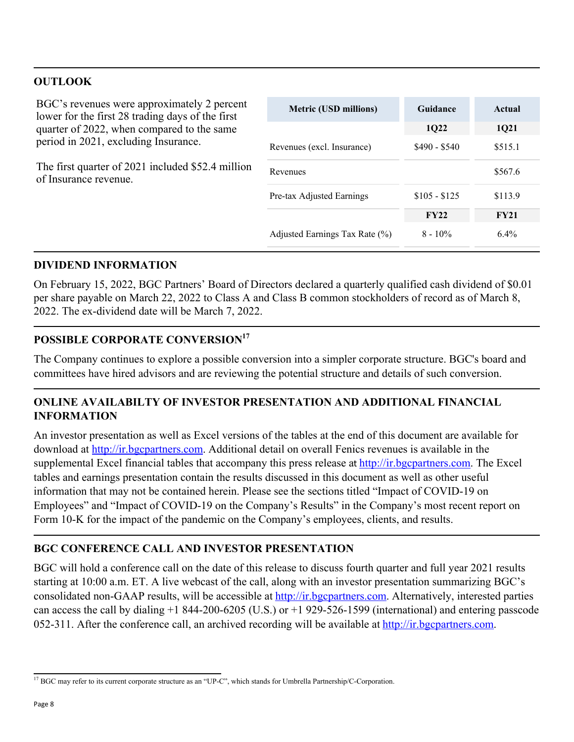## OUTLOOK

BGC's revenues were approximately 2 percent lower for the first 28 trading days of the first quarter of 2022, when compared to the same period in 2021, excluding Insurance.

The first quarter of 2021 included $52.4 million of Insurance revenue.

| Metric (USD millions) | Guidance | Actual |
|---|---|---|
| | **1Q22** | **1Q21** |
| Revenues (excl. Insurance) | $490 - $540 | $515.1 |
| Revenues | | $567.6 |
| Pre-tax Adjusted Earnings | $105 - $125 | $113.9 |
| | **FY22** | **FY21** |
| Adjusted Earnings Tax Rate (%) | 8 - 10% | 6.4% |

## DIVIDEND INFORMATION

On February 15, 2022, BGC Partners' Board of Directors declared a quarterly qualified cash dividend of $0.01 per share payable on March 22, 2022 to Class A and Class B common stockholders of record as of March 8, 2022. The ex-dividend date will be March 7, 2022.

## POSSIBLE CORPORATE CONVERSION[17]

The Company continues to explore a possible conversion into a simpler corporate structure. BGC's board and committees have hired advisors and are reviewing the potential structure and details of such conversion.

## ONLINE AVAILABILTY OF INVESTOR PRESENTATION AND ADDITIONAL FINANCIAL INFORMATION

An investor presentation as well as Excel versions of the tables at the end of this document are available for download at http://ir.bgcpartners.com. Additional detail on overall Fenics revenues is available in the supplemental Excel financial tables that accompany this press release at http://ir.bgcpartners.com. The Excel tables and earnings presentation contain the results discussed in this document as well as other useful information that may not be contained herein. Please see the sections titled "Impact of COVID-19 on Employees" and "Impact of COVID-19 on the Company's Results" in the Company's most recent report on Form 10-K for the impact of the pandemic on the Company's employees, clients, and results.

## BGC CONFERENCE CALL AND INVESTOR PRESENTATION

BGC will hold a conference call on the date of this release to discuss fourth quarter and full year 2021 results starting at 10:00 a.m. ET. A live webcast of the call, along with an investor presentation summarizing BGC's consolidated non-GAAP results, will be accessible at http://ir.bgcpartners.com. Alternatively, interested parties can access the call by dialing +1 844-200-6205 (U.S.) or +1 929-526-1599 (international) and entering passcode 052-311. After the conference call, an archived recording will be available at http://ir.bgcpartners.com.

---

[17] BGC may refer to its current corporate structure as an "UP-C", which stands for Umbrella Partnership/C-Corporation.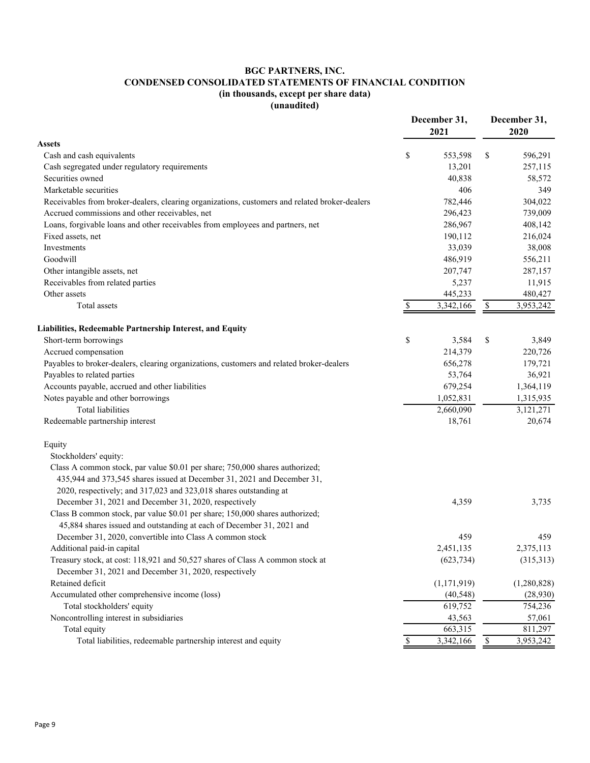# BGC PARTNERS, INC.
## CONDENSED CONSOLIDATED STATEMENTS OF FINANCIAL CONDITION
### (in thousands, except per share data)
### (unaudited)

| | December 31, 2021 | December 31, 2020 |
|---|---|---|
| **Assets** | | |
| Cash and cash equivalents | $ 553,598 | $ 596,291 |
| Cash segregated under regulatory requirements | 13,201 | 257,115 |
| Securities owned | 40,838 | 58,572 |
| Marketable securities | 406 | 349 |
| Receivables from broker-dealers, clearing organizations, customers and related broker-dealers | 782,446 | 304,022 |
| Accrued commissions and other receivables, net | 296,423 | 739,009 |
| Loans, forgivable loans and other receivables from employees and partners, net | 286,967 | 408,142 |
| Fixed assets, net | 190,112 | 216,024 |
| Investments | 33,039 | 38,008 |
| Goodwill | 486,919 | 556,211 |
| Other intangible assets, net | 207,747 | 287,157 |
| Receivables from related parties | 5,237 | 11,915 |
| Other assets | 445,233 | 480,427 |
| Total assets | $ 3,342,166 | $ 3,953,242 |
| **Liabilities, Redeemable Partnership Interest, and Equity** | | |
| Short-term borrowings | $ 3,584 | $ 3,849 |
| Accrued compensation | 214,379 | 220,726 |
| Payables to broker-dealers, clearing organizations, customers and related broker-dealers | 656,278 | 179,721 |
| Payables to related parties | 53,764 | 36,921 |
| Accounts payable, accrued and other liabilities | 679,254 | 1,364,119 |
| Notes payable and other borrowings | 1,052,831 | 1,315,935 |
| Total liabilities | 2,660,090 | 3,121,271 |
| Redeemable partnership interest | 18,761 | 20,674 |
| Equity | | |
| Stockholders' equity: | | |
| Class A common stock, par value $0.01 per share; 750,000 shares authorized; 435,944 and 373,545 shares issued at December 31, 2021 and December 31, 2020, respectively; and 317,023 and 323,018 shares outstanding at December 31, 2021 and December 31, 2020, respectively | 4,359 | 3,735 |
| Class B common stock, par value $0.01 per share; 150,000 shares authorized; 45,884 shares issued and outstanding at each of December 31, 2021 and December 31, 2020, convertible into Class A common stock | 459 | 459 |
| Additional paid-in capital | 2,451,135 | 2,375,113 |
| Treasury stock, at cost: 118,921 and 50,527 shares of Class A common stock at December 31, 2021 and December 31, 2020, respectively | (623,734) | (315,313) |
| Retained deficit | (1,171,919) | (1,280,828) |
| Accumulated other comprehensive income (loss) | (40,548) | (28,930) |
| Total stockholders' equity | 619,752 | 754,236 |
| Noncontrolling interest in subsidiaries | 43,563 | 57,061 |
| Total equity | 663,315 | 811,297 |
| Total liabilities, redeemable partnership interest and equity | $ 3,342,166 | $ 3,953,242 |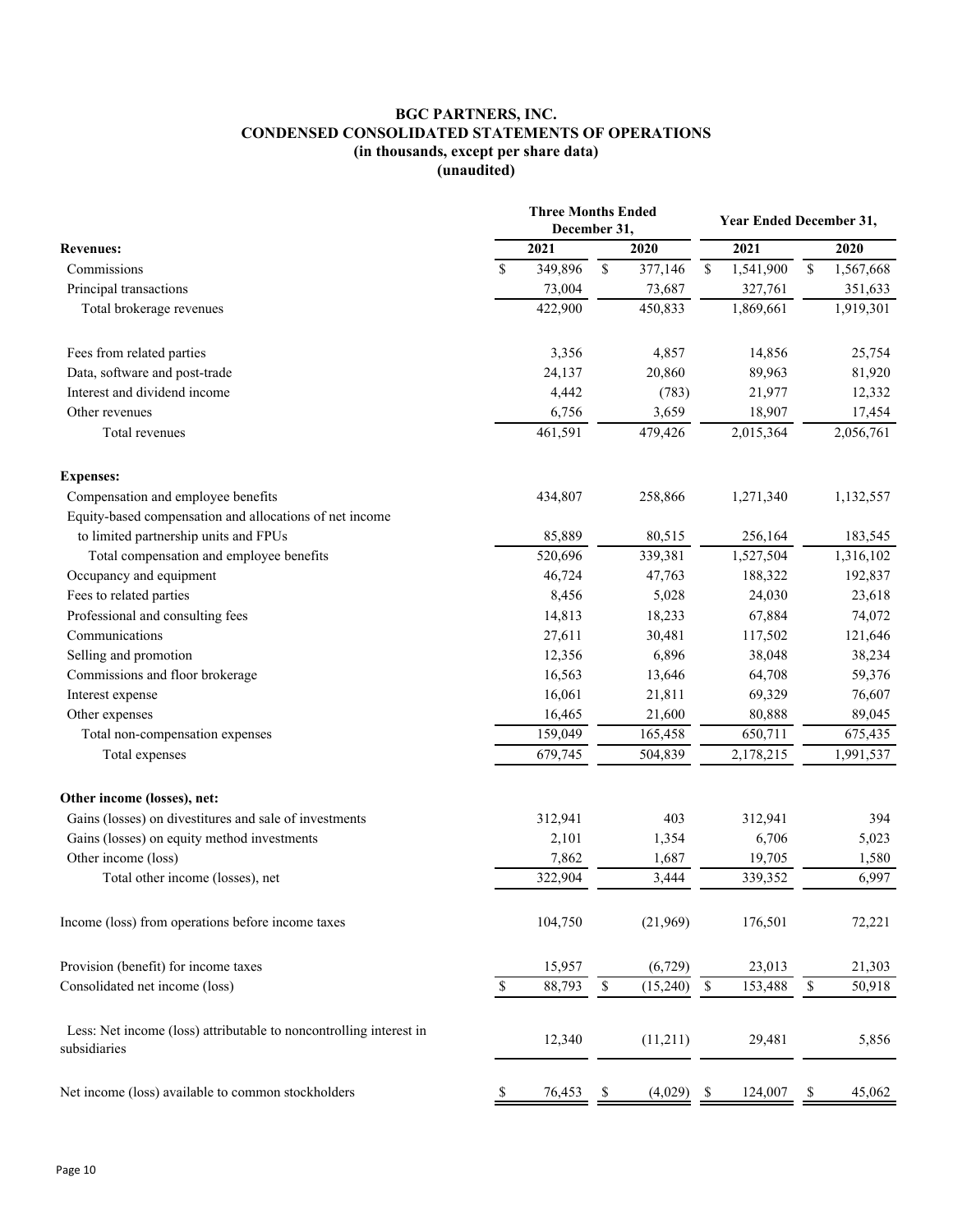# BGC PARTNERS, INC.
## CONDENSED CONSOLIDATED STATEMENTS OF OPERATIONS
### (in thousands, except per share data)
### (unaudited)

| | Three Months Ended December 31, | | Year Ended December 31, | |
|---|---|---|---|---|
| **Revenues:** | 2021 | 2020 | 2021 | 2020 |
| Commissions | $ 349,896 | $ 377,146 | $ 1,541,900 | $ 1,567,668 |
| Principal transactions | 73,004 | 73,687 | 327,761 | 351,633 |
| Total brokerage revenues | 422,900 | 450,833 | 1,869,661 | 1,919,301 |
| Fees from related parties | 3,356 | 4,857 | 14,856 | 25,754 |
| Data, software and post-trade | 24,137 | 20,860 | 89,963 | 81,920 |
| Interest and dividend income | 4,442 | (783) | 21,977 | 12,332 |
| Other revenues | 6,756 | 3,659 | 18,907 | 17,454 |
| Total revenues | 461,591 | 479,426 | 2,015,364 | 2,056,761 |
| **Expenses:** | | | | |
| Compensation and employee benefits | 434,807 | 258,866 | 1,271,340 | 1,132,557 |
| Equity-based compensation and allocations of net income to limited partnership units and FPUs | 85,889 | 80,515 | 256,164 | 183,545 |
| Total compensation and employee benefits | 520,696 | 339,381 | 1,527,504 | 1,316,102 |
| Occupancy and equipment | 46,724 | 47,763 | 188,322 | 192,837 |
| Fees to related parties | 8,456 | 5,028 | 24,030 | 23,618 |
| Professional and consulting fees | 14,813 | 18,233 | 67,884 | 74,072 |
| Communications | 27,611 | 30,481 | 117,502 | 121,646 |
| Selling and promotion | 12,356 | 6,896 | 38,048 | 38,234 |
| Commissions and floor brokerage | 16,563 | 13,646 | 64,708 | 59,376 |
| Interest expense | 16,061 | 21,811 | 69,329 | 76,607 |
| Other expenses | 16,465 | 21,600 | 80,888 | 89,045 |
| Total non-compensation expenses | 159,049 | 165,458 | 650,711 | 675,435 |
| Total expenses | 679,745 | 504,839 | 2,178,215 | 1,991,537 |
| **Other income (losses), net:** | | | | |
| Gains (losses) on divestitures and sale of investments | 312,941 | 403 | 312,941 | 394 |
| Gains (losses) on equity method investments | 2,101 | 1,354 | 6,706 | 5,023 |
| Other income (loss) | 7,862 | 1,687 | 19,705 | 1,580 |
| Total other income (losses), net | 322,904 | 3,444 | 339,352 | 6,997 |
| Income (loss) from operations before income taxes | 104,750 | (21,969) | 176,501 | 72,221 |
| Provision (benefit) for income taxes | 15,957 | (6,729) | 23,013 | 21,303 |
| Consolidated net income (loss) | $ 88,793 | $ (15,240) | $ 153,488 | $ 50,918 |
| Less: Net income (loss) attributable to noncontrolling interest in subsidiaries | 12,340 | (11,211) | 29,481 | 5,856 |
| Net income (loss) available to common stockholders | $ 76,453 | $ (4,029) | $ 124,007 | $ 45,062 |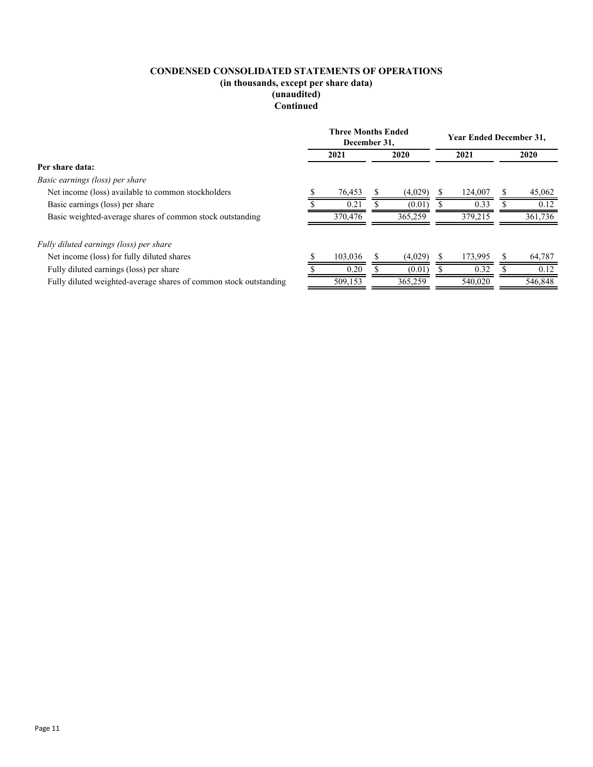**CONDENSED CONSOLIDATED STATEMENTS OF OPERATIONS**
**(in thousands, except per share data)**
**(unaudited)**
**Continued**

| | Three Months Ended December 31, | | Year Ended December 31, | |
|---|---|---|---|---|
| | 2021 | 2020 | 2021 | 2020 |
| **Per share data:** | | | | |
| *Basic earnings (loss) per share* | | | | |
| Net income (loss) available to common stockholders | $ 76,453 | $ (4,029) | $ 124,007 | $ 45,062 |
| Basic earnings (loss) per share | $ 0.21 | $ (0.01) | $ 0.33 | $ 0.12 |
| Basic weighted-average shares of common stock outstanding | 370,476 | 365,259 | 379,215 | 361,736 |
| *Fully diluted earnings (loss) per share* | | | | |
| Net income (loss) for fully diluted shares | $ 103,036 | $ (4,029) | $ 173,995 | $ 64,787 |
| Fully diluted earnings (loss) per share | $ 0.20 | $ (0.01) | $ 0.32 | $ 0.12 |
| Fully diluted weighted-average shares of common stock outstanding | 509,153 | 365,259 | 540,020 | 546,848 |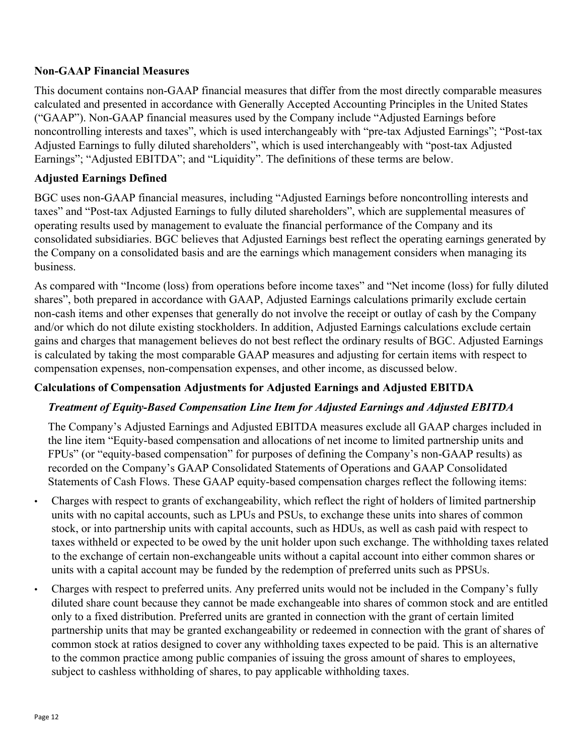## Non-GAAP Financial Measures

This document contains non-GAAP financial measures that differ from the most directly comparable measures calculated and presented in accordance with Generally Accepted Accounting Principles in the United States ("GAAP"). Non-GAAP financial measures used by the Company include "Adjusted Earnings before noncontrolling interests and taxes", which is used interchangeably with "pre-tax Adjusted Earnings"; "Post-tax Adjusted Earnings to fully diluted shareholders", which is used interchangeably with "post-tax Adjusted Earnings"; "Adjusted EBITDA"; and "Liquidity". The definitions of these terms are below.

## Adjusted Earnings Defined

BGC uses non-GAAP financial measures, including "Adjusted Earnings before noncontrolling interests and taxes" and "Post-tax Adjusted Earnings to fully diluted shareholders", which are supplemental measures of operating results used by management to evaluate the financial performance of the Company and its consolidated subsidiaries. BGC believes that Adjusted Earnings best reflect the operating earnings generated by the Company on a consolidated basis and are the earnings which management considers when managing its business.

As compared with "Income (loss) from operations before income taxes" and "Net income (loss) for fully diluted shares", both prepared in accordance with GAAP, Adjusted Earnings calculations primarily exclude certain non-cash items and other expenses that generally do not involve the receipt or outlay of cash by the Company and/or which do not dilute existing stockholders. In addition, Adjusted Earnings calculations exclude certain gains and charges that management believes do not best reflect the ordinary results of BGC. Adjusted Earnings is calculated by taking the most comparable GAAP measures and adjusting for certain items with respect to compensation expenses, non-compensation expenses, and other income, as discussed below.

## Calculations of Compensation Adjustments for Adjusted Earnings and Adjusted EBITDA

### *Treatment of Equity-Based Compensation Line Item for Adjusted Earnings and Adjusted EBITDA*

The Company's Adjusted Earnings and Adjusted EBITDA measures exclude all GAAP charges included in the line item "Equity-based compensation and allocations of net income to limited partnership units and FPUs" (or "equity-based compensation" for purposes of defining the Company's non-GAAP results) as recorded on the Company's GAAP Consolidated Statements of Operations and GAAP Consolidated Statements of Cash Flows. These GAAP equity-based compensation charges reflect the following items:

- Charges with respect to grants of exchangeability, which reflect the right of holders of limited partnership units with no capital accounts, such as LPUs and PSUs, to exchange these units into shares of common stock, or into partnership units with capital accounts, such as HDUs, as well as cash paid with respect to taxes withheld or expected to be owed by the unit holder upon such exchange. The withholding taxes related to the exchange of certain non-exchangeable units without a capital account into either common shares or units with a capital account may be funded by the redemption of preferred units such as PPSUs.
- Charges with respect to preferred units. Any preferred units would not be included in the Company's fully diluted share count because they cannot be made exchangeable into shares of common stock and are entitled only to a fixed distribution. Preferred units are granted in connection with the grant of certain limited partnership units that may be granted exchangeability or redeemed in connection with the grant of shares of common stock at ratios designed to cover any withholding taxes expected to be paid. This is an alternative to the common practice among public companies of issuing the gross amount of shares to employees, subject to cashless withholding of shares, to pay applicable withholding taxes.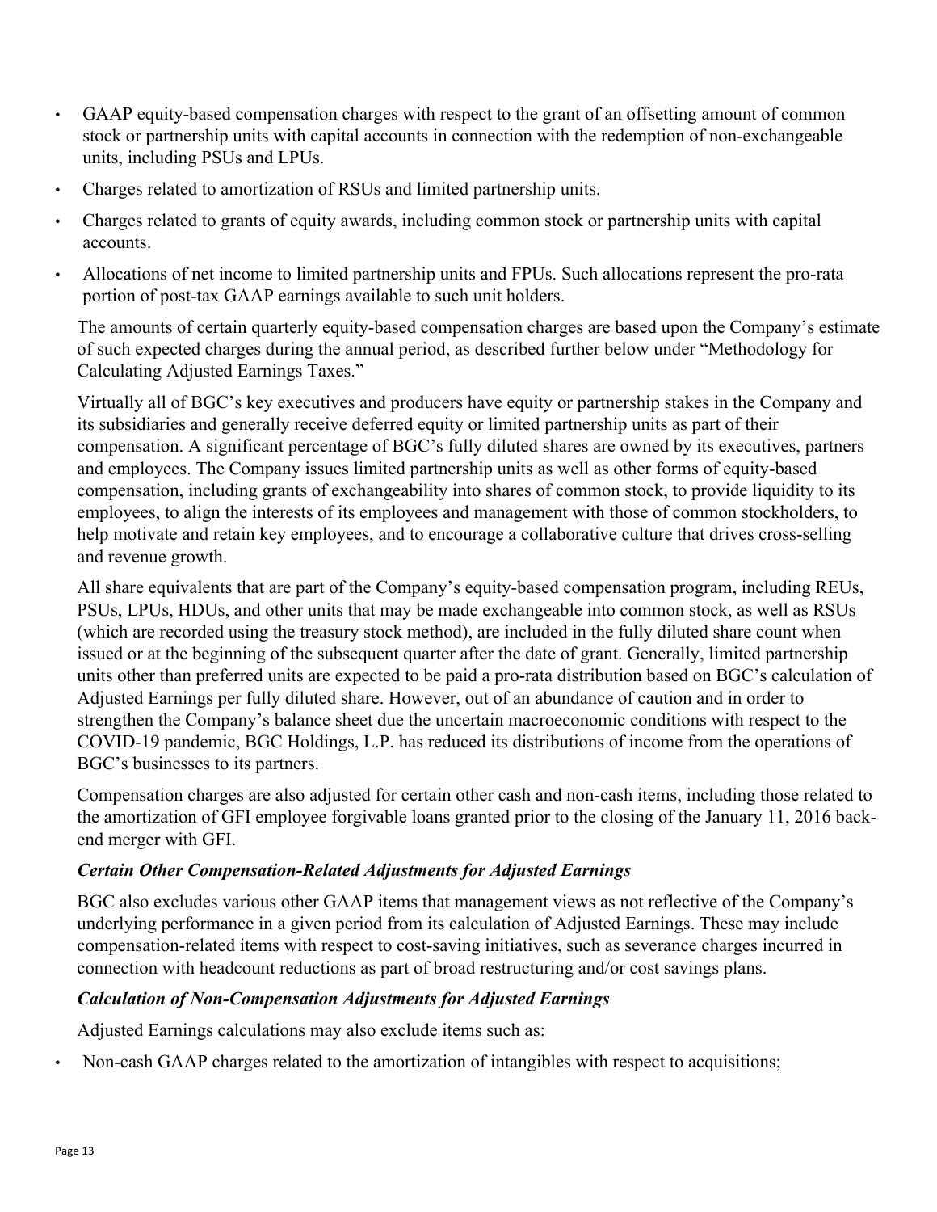- GAAP equity-based compensation charges with respect to the grant of an offsetting amount of common stock or partnership units with capital accounts in connection with the redemption of non-exchangeable units, including PSUs and LPUs.
- Charges related to amortization of RSUs and limited partnership units.
- Charges related to grants of equity awards, including common stock or partnership units with capital accounts.
- Allocations of net income to limited partnership units and FPUs. Such allocations represent the pro-rata portion of post-tax GAAP earnings available to such unit holders.

The amounts of certain quarterly equity-based compensation charges are based upon the Company's estimate of such expected charges during the annual period, as described further below under "Methodology for Calculating Adjusted Earnings Taxes."

Virtually all of BGC's key executives and producers have equity or partnership stakes in the Company and its subsidiaries and generally receive deferred equity or limited partnership units as part of their compensation. A significant percentage of BGC's fully diluted shares are owned by its executives, partners and employees. The Company issues limited partnership units as well as other forms of equity-based compensation, including grants of exchangeability into shares of common stock, to provide liquidity to its employees, to align the interests of its employees and management with those of common stockholders, to help motivate and retain key employees, and to encourage a collaborative culture that drives cross-selling and revenue growth.

All share equivalents that are part of the Company's equity-based compensation program, including REUs, PSUs, LPUs, HDUs, and other units that may be made exchangeable into common stock, as well as RSUs (which are recorded using the treasury stock method), are included in the fully diluted share count when issued or at the beginning of the subsequent quarter after the date of grant. Generally, limited partnership units other than preferred units are expected to be paid a pro-rata distribution based on BGC's calculation of Adjusted Earnings per fully diluted share. However, out of an abundance of caution and in order to strengthen the Company's balance sheet due the uncertain macroeconomic conditions with respect to the COVID-19 pandemic, BGC Holdings, L.P. has reduced its distributions of income from the operations of BGC's businesses to its partners.

Compensation charges are also adjusted for certain other cash and non-cash items, including those related to the amortization of GFI employee forgivable loans granted prior to the closing of the January 11, 2016 back-end merger with GFI.

### *Certain Other Compensation-Related Adjustments for Adjusted Earnings*

BGC also excludes various other GAAP items that management views as not reflective of the Company's underlying performance in a given period from its calculation of Adjusted Earnings. These may include compensation-related items with respect to cost-saving initiatives, such as severance charges incurred in connection with headcount reductions as part of broad restructuring and/or cost savings plans.

### *Calculation of Non-Compensation Adjustments for Adjusted Earnings*

Adjusted Earnings calculations may also exclude items such as:

- Non-cash GAAP charges related to the amortization of intangibles with respect to acquisitions;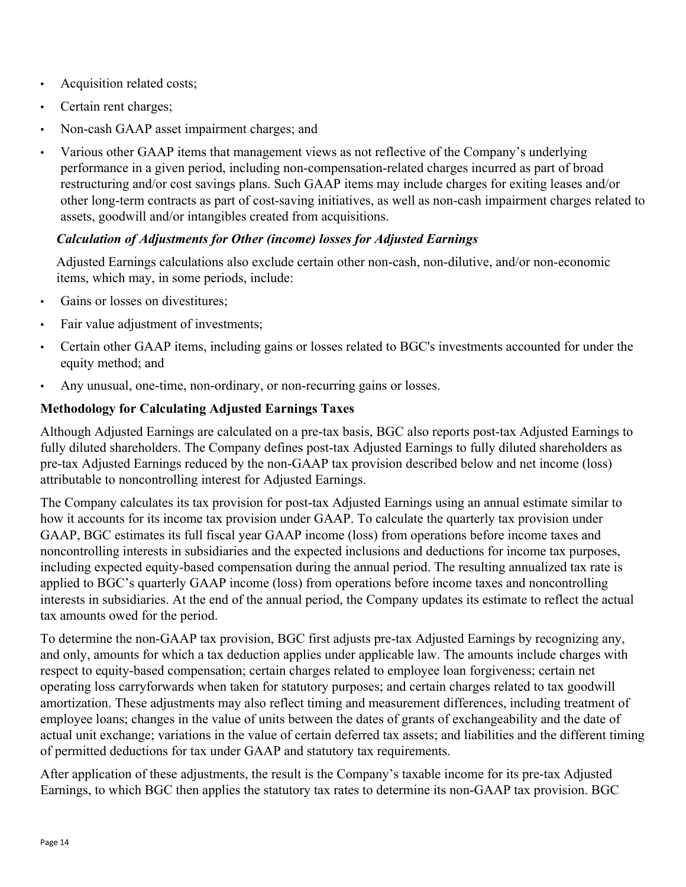- Acquisition related costs;
- Certain rent charges;
- Non-cash GAAP asset impairment charges; and
- Various other GAAP items that management views as not reflective of the Company's underlying performance in a given period, including non-compensation-related charges incurred as part of broad restructuring and/or cost savings plans. Such GAAP items may include charges for exiting leases and/or other long-term contracts as part of cost-saving initiatives, as well as non-cash impairment charges related to assets, goodwill and/or intangibles created from acquisitions.

***Calculation of Adjustments for Other (income) losses for Adjusted Earnings***

Adjusted Earnings calculations also exclude certain other non-cash, non-dilutive, and/or non-economic items, which may, in some periods, include:

- Gains or losses on divestitures;
- Fair value adjustment of investments;
- Certain other GAAP items, including gains or losses related to BGC's investments accounted for under the equity method; and
- Any unusual, one-time, non-ordinary, or non-recurring gains or losses.

**Methodology for Calculating Adjusted Earnings Taxes**

Although Adjusted Earnings are calculated on a pre-tax basis, BGC also reports post-tax Adjusted Earnings to fully diluted shareholders. The Company defines post-tax Adjusted Earnings to fully diluted shareholders as pre-tax Adjusted Earnings reduced by the non-GAAP tax provision described below and net income (loss) attributable to noncontrolling interest for Adjusted Earnings.

The Company calculates its tax provision for post-tax Adjusted Earnings using an annual estimate similar to how it accounts for its income tax provision under GAAP. To calculate the quarterly tax provision under GAAP, BGC estimates its full fiscal year GAAP income (loss) from operations before income taxes and noncontrolling interests in subsidiaries and the expected inclusions and deductions for income tax purposes, including expected equity-based compensation during the annual period. The resulting annualized tax rate is applied to BGC's quarterly GAAP income (loss) from operations before income taxes and noncontrolling interests in subsidiaries. At the end of the annual period, the Company updates its estimate to reflect the actual tax amounts owed for the period.

To determine the non-GAAP tax provision, BGC first adjusts pre-tax Adjusted Earnings by recognizing any, and only, amounts for which a tax deduction applies under applicable law. The amounts include charges with respect to equity-based compensation; certain charges related to employee loan forgiveness; certain net operating loss carryforwards when taken for statutory purposes; and certain charges related to tax goodwill amortization. These adjustments may also reflect timing and measurement differences, including treatment of employee loans; changes in the value of units between the dates of grants of exchangeability and the date of actual unit exchange; variations in the value of certain deferred tax assets; and liabilities and the different timing of permitted deductions for tax under GAAP and statutory tax requirements.

After application of these adjustments, the result is the Company's taxable income for its pre-tax Adjusted Earnings, to which BGC then applies the statutory tax rates to determine its non-GAAP tax provision. BGC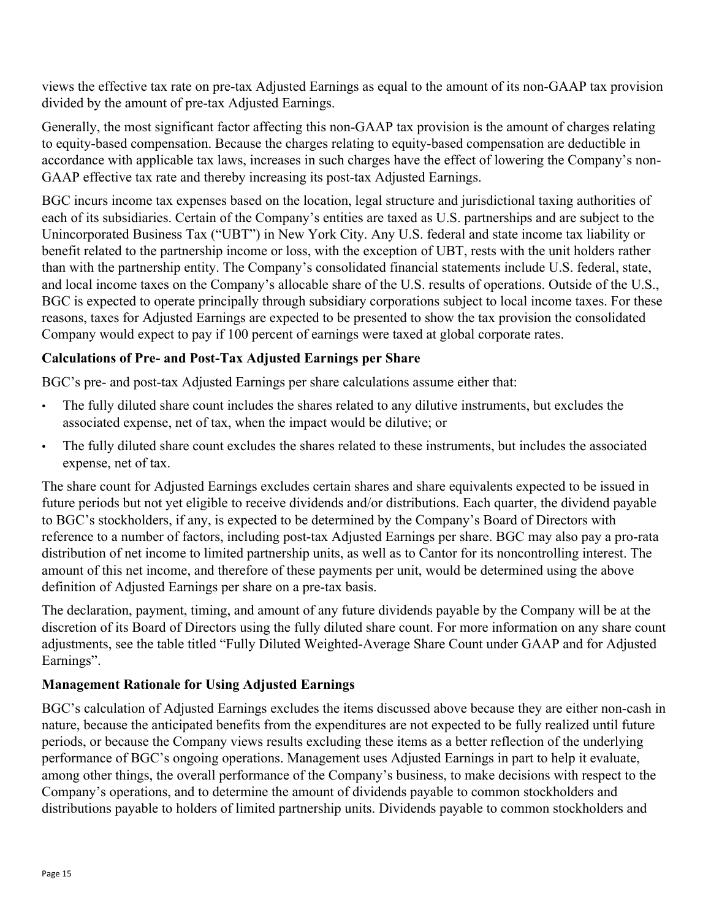views the effective tax rate on pre-tax Adjusted Earnings as equal to the amount of its non-GAAP tax provision divided by the amount of pre-tax Adjusted Earnings.

Generally, the most significant factor affecting this non-GAAP tax provision is the amount of charges relating to equity-based compensation. Because the charges relating to equity-based compensation are deductible in accordance with applicable tax laws, increases in such charges have the effect of lowering the Company's non-GAAP effective tax rate and thereby increasing its post-tax Adjusted Earnings.

BGC incurs income tax expenses based on the location, legal structure and jurisdictional taxing authorities of each of its subsidiaries. Certain of the Company's entities are taxed as U.S. partnerships and are subject to the Unincorporated Business Tax ("UBT") in New York City. Any U.S. federal and state income tax liability or benefit related to the partnership income or loss, with the exception of UBT, rests with the unit holders rather than with the partnership entity. The Company's consolidated financial statements include U.S. federal, state, and local income taxes on the Company's allocable share of the U.S. results of operations. Outside of the U.S., BGC is expected to operate principally through subsidiary corporations subject to local income taxes. For these reasons, taxes for Adjusted Earnings are expected to be presented to show the tax provision the consolidated Company would expect to pay if 100 percent of earnings were taxed at global corporate rates.

**Calculations of Pre- and Post-Tax Adjusted Earnings per Share**

BGC's pre- and post-tax Adjusted Earnings per share calculations assume either that:

- The fully diluted share count includes the shares related to any dilutive instruments, but excludes the associated expense, net of tax, when the impact would be dilutive; or
- The fully diluted share count excludes the shares related to these instruments, but includes the associated expense, net of tax.

The share count for Adjusted Earnings excludes certain shares and share equivalents expected to be issued in future periods but not yet eligible to receive dividends and/or distributions. Each quarter, the dividend payable to BGC's stockholders, if any, is expected to be determined by the Company's Board of Directors with reference to a number of factors, including post-tax Adjusted Earnings per share. BGC may also pay a pro-rata distribution of net income to limited partnership units, as well as to Cantor for its noncontrolling interest. The amount of this net income, and therefore of these payments per unit, would be determined using the above definition of Adjusted Earnings per share on a pre-tax basis.

The declaration, payment, timing, and amount of any future dividends payable by the Company will be at the discretion of its Board of Directors using the fully diluted share count. For more information on any share count adjustments, see the table titled "Fully Diluted Weighted-Average Share Count under GAAP and for Adjusted Earnings".

**Management Rationale for Using Adjusted Earnings**

BGC's calculation of Adjusted Earnings excludes the items discussed above because they are either non-cash in nature, because the anticipated benefits from the expenditures are not expected to be fully realized until future periods, or because the Company views results excluding these items as a better reflection of the underlying performance of BGC's ongoing operations. Management uses Adjusted Earnings in part to help it evaluate, among other things, the overall performance of the Company's business, to make decisions with respect to the Company's operations, and to determine the amount of dividends payable to common stockholders and distributions payable to holders of limited partnership units. Dividends payable to common stockholders and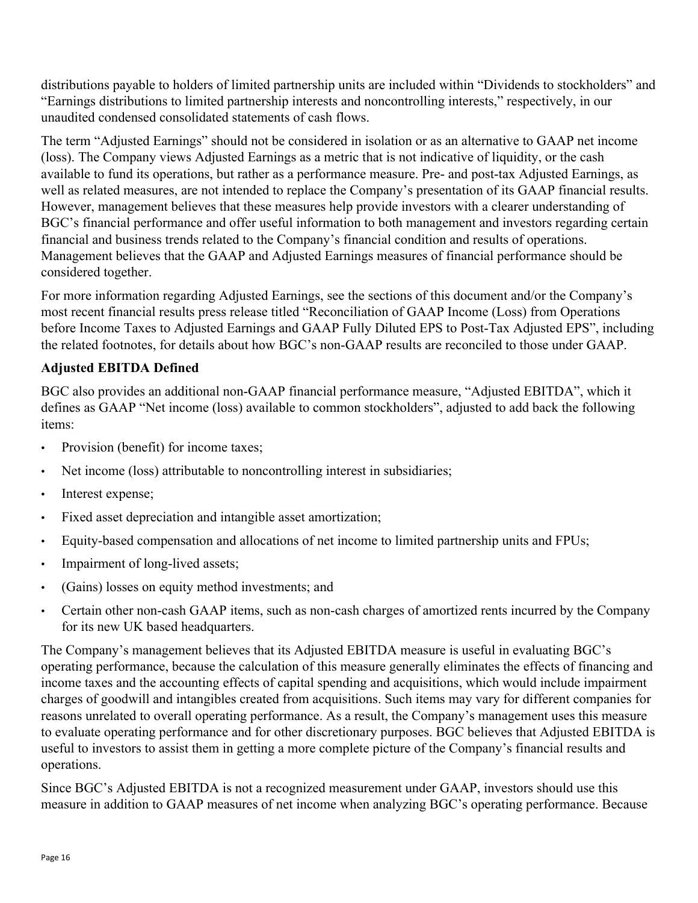distributions payable to holders of limited partnership units are included within "Dividends to stockholders" and "Earnings distributions to limited partnership interests and noncontrolling interests," respectively, in our unaudited condensed consolidated statements of cash flows.

The term "Adjusted Earnings" should not be considered in isolation or as an alternative to GAAP net income (loss). The Company views Adjusted Earnings as a metric that is not indicative of liquidity, or the cash available to fund its operations, but rather as a performance measure. Pre- and post-tax Adjusted Earnings, as well as related measures, are not intended to replace the Company's presentation of its GAAP financial results. However, management believes that these measures help provide investors with a clearer understanding of BGC's financial performance and offer useful information to both management and investors regarding certain financial and business trends related to the Company's financial condition and results of operations. Management believes that the GAAP and Adjusted Earnings measures of financial performance should be considered together.

For more information regarding Adjusted Earnings, see the sections of this document and/or the Company's most recent financial results press release titled "Reconciliation of GAAP Income (Loss) from Operations before Income Taxes to Adjusted Earnings and GAAP Fully Diluted EPS to Post-Tax Adjusted EPS", including the related footnotes, for details about how BGC's non-GAAP results are reconciled to those under GAAP.

**Adjusted EBITDA Defined**

BGC also provides an additional non-GAAP financial performance measure, "Adjusted EBITDA", which it defines as GAAP "Net income (loss) available to common stockholders", adjusted to add back the following items:

- Provision (benefit) for income taxes;
- Net income (loss) attributable to noncontrolling interest in subsidiaries;
- Interest expense;
- Fixed asset depreciation and intangible asset amortization;
- Equity-based compensation and allocations of net income to limited partnership units and FPUs;
- Impairment of long-lived assets;
- (Gains) losses on equity method investments; and
- Certain other non-cash GAAP items, such as non-cash charges of amortized rents incurred by the Company for its new UK based headquarters.

The Company's management believes that its Adjusted EBITDA measure is useful in evaluating BGC's operating performance, because the calculation of this measure generally eliminates the effects of financing and income taxes and the accounting effects of capital spending and acquisitions, which would include impairment charges of goodwill and intangibles created from acquisitions. Such items may vary for different companies for reasons unrelated to overall operating performance. As a result, the Company's management uses this measure to evaluate operating performance and for other discretionary purposes. BGC believes that Adjusted EBITDA is useful to investors to assist them in getting a more complete picture of the Company's financial results and operations.

Since BGC's Adjusted EBITDA is not a recognized measurement under GAAP, investors should use this measure in addition to GAAP measures of net income when analyzing BGC's operating performance. Because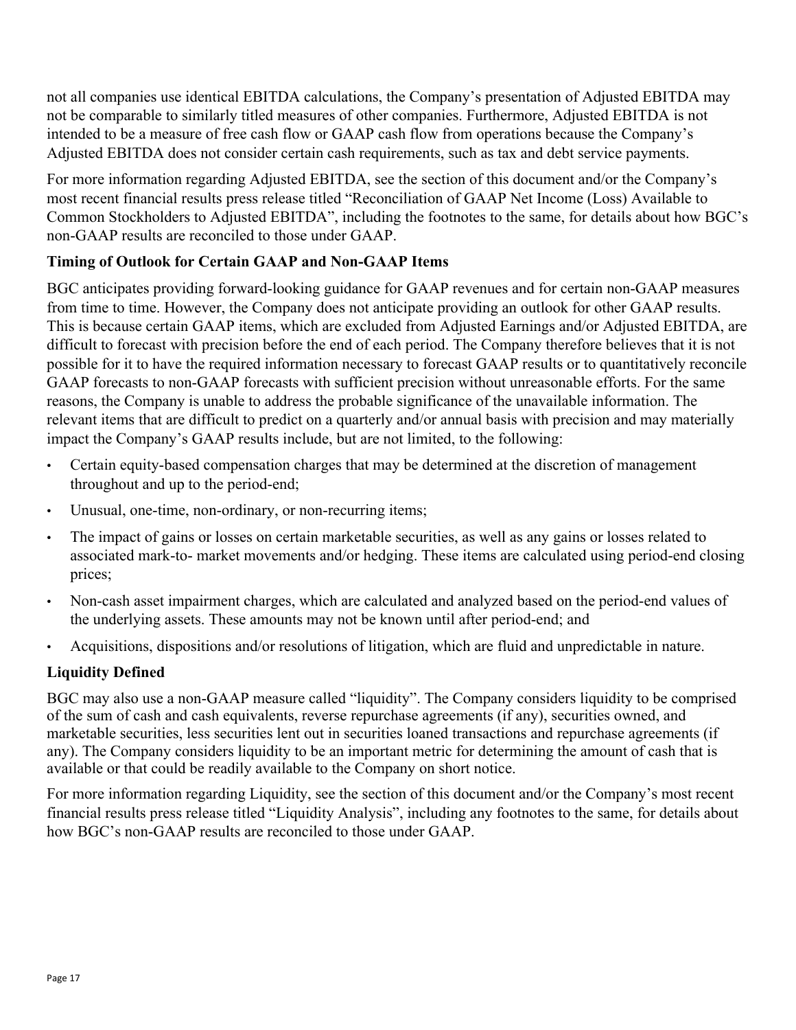not all companies use identical EBITDA calculations, the Company's presentation of Adjusted EBITDA may not be comparable to similarly titled measures of other companies. Furthermore, Adjusted EBITDA is not intended to be a measure of free cash flow or GAAP cash flow from operations because the Company's Adjusted EBITDA does not consider certain cash requirements, such as tax and debt service payments.

For more information regarding Adjusted EBITDA, see the section of this document and/or the Company's most recent financial results press release titled "Reconciliation of GAAP Net Income (Loss) Available to Common Stockholders to Adjusted EBITDA", including the footnotes to the same, for details about how BGC's non-GAAP results are reconciled to those under GAAP.

**Timing of Outlook for Certain GAAP and Non-GAAP Items**

BGC anticipates providing forward-looking guidance for GAAP revenues and for certain non-GAAP measures from time to time. However, the Company does not anticipate providing an outlook for other GAAP results. This is because certain GAAP items, which are excluded from Adjusted Earnings and/or Adjusted EBITDA, are difficult to forecast with precision before the end of each period. The Company therefore believes that it is not possible for it to have the required information necessary to forecast GAAP results or to quantitatively reconcile GAAP forecasts to non-GAAP forecasts with sufficient precision without unreasonable efforts. For the same reasons, the Company is unable to address the probable significance of the unavailable information. The relevant items that are difficult to predict on a quarterly and/or annual basis with precision and may materially impact the Company's GAAP results include, but are not limited, to the following:

- Certain equity-based compensation charges that may be determined at the discretion of management throughout and up to the period-end;
- Unusual, one-time, non-ordinary, or non-recurring items;
- The impact of gains or losses on certain marketable securities, as well as any gains or losses related to associated mark-to- market movements and/or hedging. These items are calculated using period-end closing prices;
- Non-cash asset impairment charges, which are calculated and analyzed based on the period-end values of the underlying assets. These amounts may not be known until after period-end; and
- Acquisitions, dispositions and/or resolutions of litigation, which are fluid and unpredictable in nature.

**Liquidity Defined**

BGC may also use a non-GAAP measure called "liquidity". The Company considers liquidity to be comprised of the sum of cash and cash equivalents, reverse repurchase agreements (if any), securities owned, and marketable securities, less securities lent out in securities loaned transactions and repurchase agreements (if any). The Company considers liquidity to be an important metric for determining the amount of cash that is available or that could be readily available to the Company on short notice.

For more information regarding Liquidity, see the section of this document and/or the Company's most recent financial results press release titled "Liquidity Analysis", including any footnotes to the same, for details about how BGC's non-GAAP results are reconciled to those under GAAP.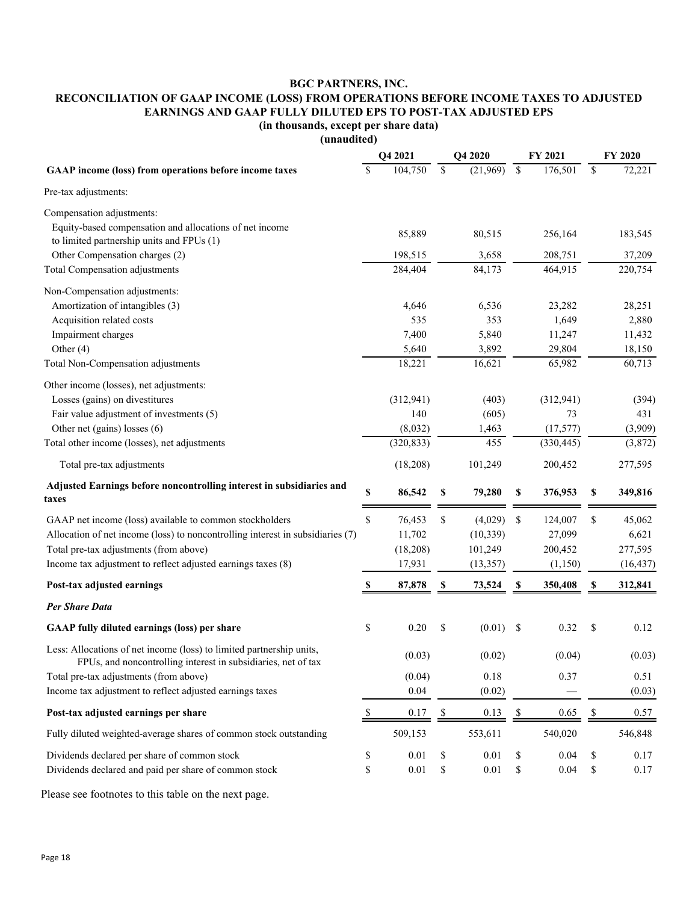# BGC PARTNERS, INC.

## RECONCILIATION OF GAAP INCOME (LOSS) FROM OPERATIONS BEFORE INCOME TAXES TO ADJUSTED EARNINGS AND GAAP FULLY DILUTED EPS TO POST-TAX ADJUSTED EPS

**(in thousands, except per share data)**

**(unaudited)**

| | Q4 2021 | Q4 2020 | FY 2021 | FY 2020 |
|---|---|---|---|---|
| **GAAP income (loss) from operations before income taxes** | $ 104,750 | $ (21,969) | $ 176,501 | $ 72,221 |
| Pre-tax adjustments: | | | | |
| Compensation adjustments: | | | | |
| Equity-based compensation and allocations of net income to limited partnership units and FPUs (1) | 85,889 | 80,515 | 256,164 | 183,545 |
| Other Compensation charges (2) | 198,515 | 3,658 | 208,751 | 37,209 |
| Total Compensation adjustments | 284,404 | 84,173 | 464,915 | 220,754 |
| Non-Compensation adjustments: | | | | |
| Amortization of intangibles (3) | 4,646 | 6,536 | 23,282 | 28,251 |
| Acquisition related costs | 535 | 353 | 1,649 | 2,880 |
| Impairment charges | 7,400 | 5,840 | 11,247 | 11,432 |
| Other (4) | 5,640 | 3,892 | 29,804 | 18,150 |
| Total Non-Compensation adjustments | 18,221 | 16,621 | 65,982 | 60,713 |
| Other income (losses), net adjustments: | | | | |
| Losses (gains) on divestitures | (312,941) | (403) | (312,941) | (394) |
| Fair value adjustment of investments (5) | 140 | (605) | 73 | 431 |
| Other net (gains) losses (6) | (8,032) | 1,463 | (17,577) | (3,909) |
| Total other income (losses), net adjustments | (320,833) | 455 | (330,445) | (3,872) |
| Total pre-tax adjustments | (18,208) | 101,249 | 200,452 | 277,595 |
| **Adjusted Earnings before noncontrolling interest in subsidiaries and taxes** | **$ 86,542** | **$ 79,280** | **$ 376,953** | **$ 349,816** |
| GAAP net income (loss) available to common stockholders | $ 76,453 | $ (4,029) | $ 124,007 | $ 45,062 |
| Allocation of net income (loss) to noncontrolling interest in subsidiaries (7) | 11,702 | (10,339) | 27,099 | 6,621 |
| Total pre-tax adjustments (from above) | (18,208) | 101,249 | 200,452 | 277,595 |
| Income tax adjustment to reflect adjusted earnings taxes (8) | 17,931 | (13,357) | (1,150) | (16,437) |
| **Post-tax adjusted earnings** | **$ 87,878** | **$ 73,524** | **$ 350,408** | **$ 312,841** |
| ***Per Share Data*** | | | | |
| **GAAP fully diluted earnings (loss) per share** | $ 0.20 | $ (0.01) | $ 0.32 | $ 0.12 |
| Less: Allocations of net income (loss) to limited partnership units, FPUs, and noncontrolling interest in subsidiaries, net of tax | (0.03) | (0.02) | (0.04) | (0.03) |
| Total pre-tax adjustments (from above) | (0.04) | 0.18 | 0.37 | 0.51 |
| Income tax adjustment to reflect adjusted earnings taxes | 0.04 | (0.02) | — | (0.03) |
| **Post-tax adjusted earnings per share** | $ 0.17 | $ 0.13 | $ 0.65 | $ 0.57 |
| Fully diluted weighted-average shares of common stock outstanding | 509,153 | 553,611 | 540,020 | 546,848 |
| Dividends declared per share of common stock | $ 0.01 | $ 0.01 | $ 0.04 | $ 0.17 |
| Dividends declared and paid per share of common stock | $ 0.01 | $ 0.01 | $ 0.04 | $ 0.17 |

Please see footnotes to this table on the next page.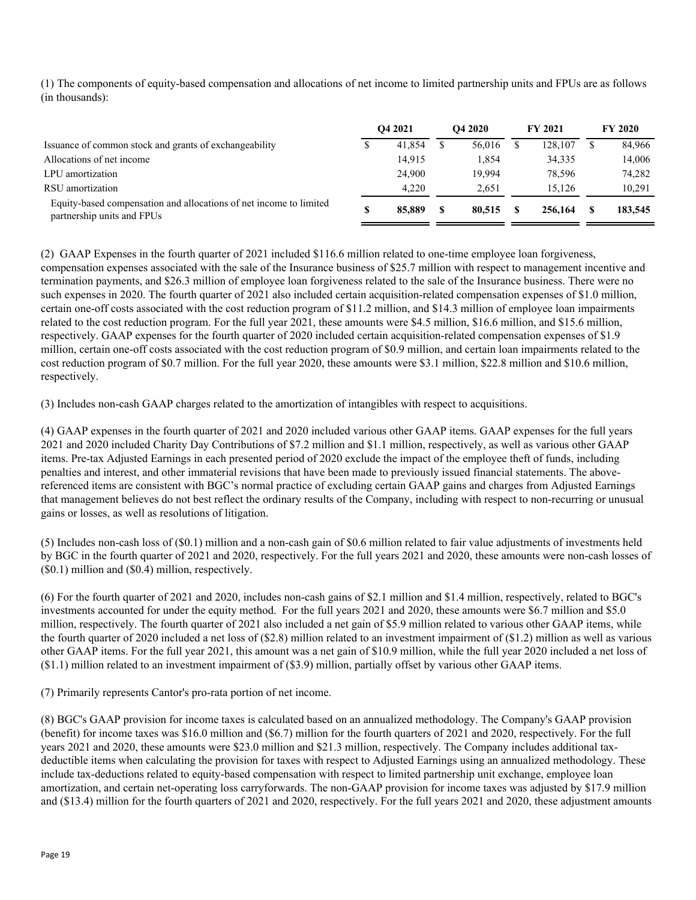(1) The components of equity-based compensation and allocations of net income to limited partnership units and FPUs are as follows (in thousands):

| | Q4 2021 | Q4 2020 | FY 2021 | FY 2020 |
|---|---|---|---|---|
| Issuance of common stock and grants of exchangeability | $ 41,854 | $ 56,016 | $ 128,107 | $ 84,966 |
| Allocations of net income | 14,915 | 1,854 | 34,335 | 14,006 |
| LPU amortization | 24,900 | 19,994 | 78,596 | 74,282 |
| RSU amortization | 4,220 | 2,651 | 15,126 | 10,291 |
| Equity-based compensation and allocations of net income to limited partnership units and FPUs | **$ 85,889** | **$ 80,515** | **$ 256,164** | **$ 183,545** |

(2) GAAP Expenses in the fourth quarter of 2021 included $116.6 million related to one-time employee loan forgiveness, compensation expenses associated with the sale of the Insurance business of $25.7 million with respect to management incentive and termination payments, and $26.3 million of employee loan forgiveness related to the sale of the Insurance business. There were no such expenses in 2020. The fourth quarter of 2021 also included certain acquisition-related compensation expenses of $1.0 million, certain one-off costs associated with the cost reduction program of $11.2 million, and $14.3 million of employee loan impairments related to the cost reduction program. For the full year 2021, these amounts were $4.5 million, $16.6 million, and $15.6 million, respectively. GAAP expenses for the fourth quarter of 2020 included certain acquisition-related compensation expenses of $1.9 million, certain one-off costs associated with the cost reduction program of $0.9 million, and certain loan impairments related to the cost reduction program of $0.7 million. For the full year 2020, these amounts were $3.1 million, $22.8 million and $10.6 million, respectively.

(3) Includes non-cash GAAP charges related to the amortization of intangibles with respect to acquisitions.

(4) GAAP expenses in the fourth quarter of 2021 and 2020 included various other GAAP items. GAAP expenses for the full years 2021 and 2020 included Charity Day Contributions of $7.2 million and $1.1 million, respectively, as well as various other GAAP items. Pre-tax Adjusted Earnings in each presented period of 2020 exclude the impact of the employee theft of funds, including penalties and interest, and other immaterial revisions that have been made to previously issued financial statements. The above-referenced items are consistent with BGC's normal practice of excluding certain GAAP gains and charges from Adjusted Earnings that management believes do not best reflect the ordinary results of the Company, including with respect to non-recurring or unusual gains or losses, as well as resolutions of litigation.

(5) Includes non-cash loss of ($0.1) million and a non-cash gain of $0.6 million related to fair value adjustments of investments held by BGC in the fourth quarter of 2021 and 2020, respectively. For the full years 2021 and 2020, these amounts were non-cash losses of ($0.1) million and ($0.4) million, respectively.

(6) For the fourth quarter of 2021 and 2020, includes non-cash gains of $2.1 million and $1.4 million, respectively, related to BGC's investments accounted for under the equity method. For the full years 2021 and 2020, these amounts were $6.7 million and $5.0 million, respectively. The fourth quarter of 2021 also included a net gain of $5.9 million related to various other GAAP items, while the fourth quarter of 2020 included a net loss of ($2.8) million related to an investment impairment of ($1.2) million as well as various other GAAP items. For the full year 2021, this amount was a net gain of $10.9 million, while the full year 2020 included a net loss of ($1.1) million related to an investment impairment of ($3.9) million, partially offset by various other GAAP items.

(7) Primarily represents Cantor's pro-rata portion of net income.

(8) BGC's GAAP provision for income taxes is calculated based on an annualized methodology. The Company's GAAP provision (benefit) for income taxes was $16.0 million and ($6.7) million for the fourth quarters of 2021 and 2020, respectively. For the full years 2021 and 2020, these amounts were $23.0 million and $21.3 million, respectively. The Company includes additional tax-deductible items when calculating the provision for taxes with respect to Adjusted Earnings using an annualized methodology. These include tax-deductions related to equity-based compensation with respect to limited partnership unit exchange, employee loan amortization, and certain net-operating loss carryforwards. The non-GAAP provision for income taxes was adjusted by $17.9 million and ($13.4) million for the fourth quarters of 2021 and 2020, respectively. For the full years 2021 and 2020, these adjustment amounts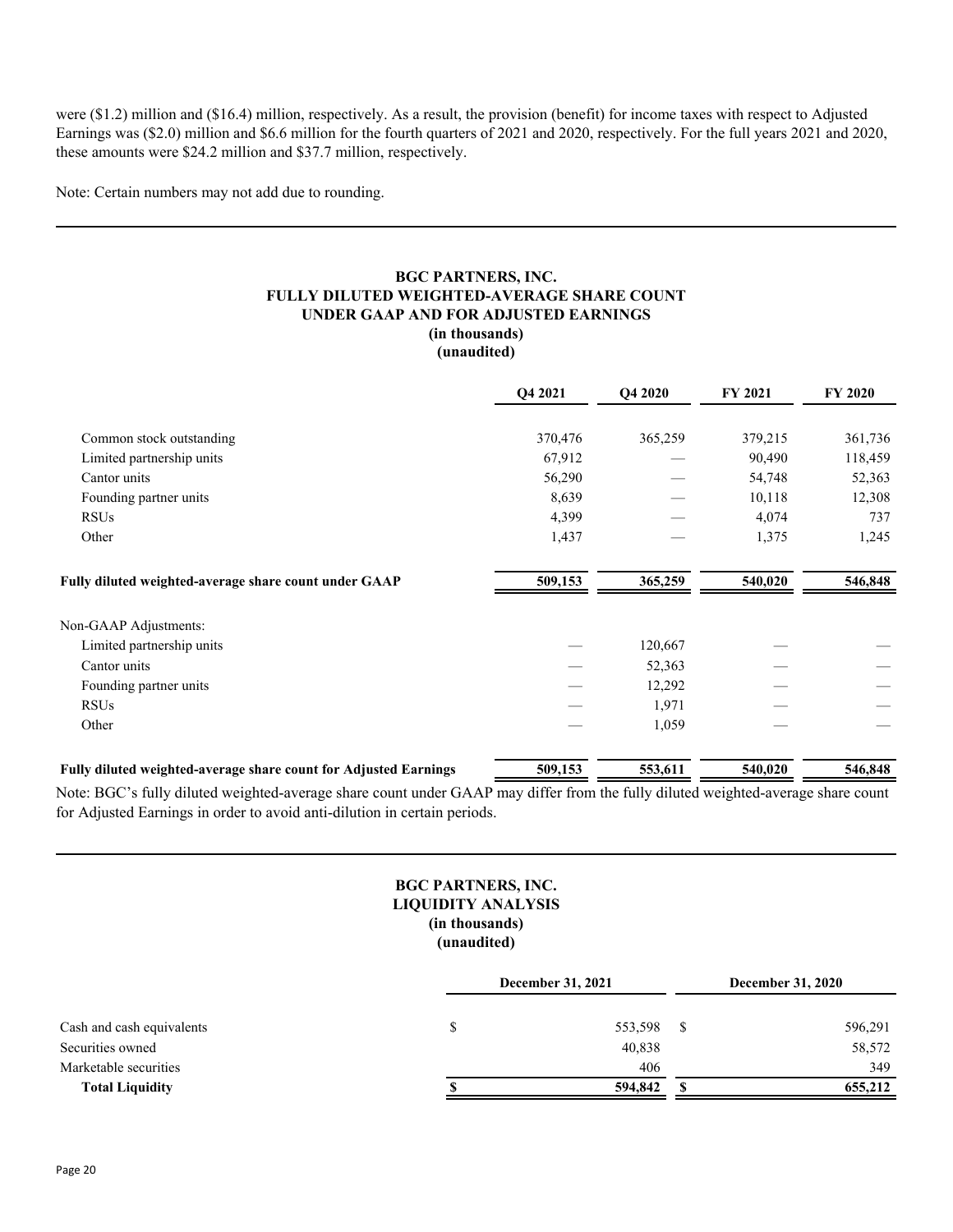were ($1.2) million and ($16.4) million, respectively. As a result, the provision (benefit) for income taxes with respect to Adjusted Earnings was ($2.0) million and $6.6 million for the fourth quarters of 2021 and 2020, respectively. For the full years 2021 and 2020, these amounts were $24.2 million and $37.7 million, respectively.

Note: Certain numbers may not add due to rounding.

---

**BGC PARTNERS, INC.**
**FULLY DILUTED WEIGHTED-AVERAGE SHARE COUNT**
**UNDER GAAP AND FOR ADJUSTED EARNINGS**
**(in thousands)**
**(unaudited)**

| | Q4 2021 | Q4 2020 | FY 2021 | FY 2020 |
|---|---|---|---|---|
| Common stock outstanding | 370,476 | 365,259 | 379,215 | 361,736 |
| Limited partnership units | 67,912 | — | 90,490 | 118,459 |
| Cantor units | 56,290 | — | 54,748 | 52,363 |
| Founding partner units | 8,639 | — | 10,118 | 12,308 |
| RSUs | 4,399 | — | 4,074 | 737 |
| Other | 1,437 | — | 1,375 | 1,245 |
| **Fully diluted weighted-average share count under GAAP** | **509,153** | **365,259** | **540,020** | **546,848** |
| Non-GAAP Adjustments: | | | | |
| Limited partnership units | — | 120,667 | — | — |
| Cantor units | — | 52,363 | — | — |
| Founding partner units | — | 12,292 | — | — |
| RSUs | — | 1,971 | — | — |
| Other | — | 1,059 | — | — |
| **Fully diluted weighted-average share count for Adjusted Earnings** | **509,153** | **553,611** | **540,020** | **546,848** |

Note: BGC's fully diluted weighted-average share count under GAAP may differ from the fully diluted weighted-average share count for Adjusted Earnings in order to avoid anti-dilution in certain periods.

---

**BGC PARTNERS, INC.**
**LIQUIDITY ANALYSIS**
**(in thousands)**
**(unaudited)**

| | December 31, 2021 | December 31, 2020 |
|---|---|---|
| Cash and cash equivalents | $ 553,598 | $ 596,291 |
| Securities owned | 40,838 | 58,572 |
| Marketable securities | 406 | 349 |
| **Total Liquidity** | **$ 594,842** | **$ 655,212** |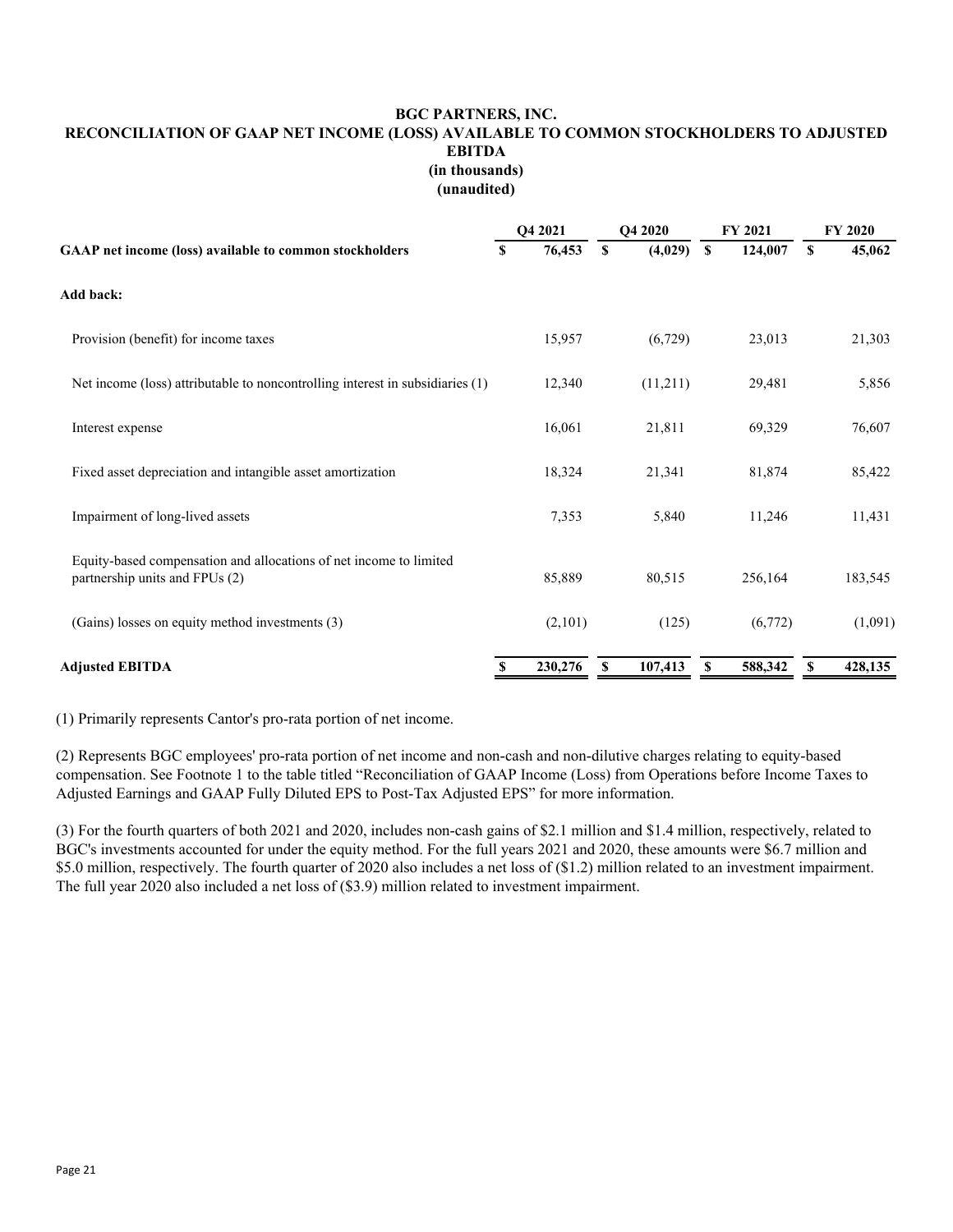# BGC PARTNERS, INC.

## RECONCILIATION OF GAAP NET INCOME (LOSS) AVAILABLE TO COMMON STOCKHOLDERS TO ADJUSTED EBITDA

**(in thousands)**

**(unaudited)**

| | Q4 2021 | Q4 2020 | FY 2021 | FY 2020 |
|---|---|---|---|---|
| **GAAP net income (loss) available to common stockholders** | **$ 76,453** | **$ (4,029)** | **$ 124,007** | **$ 45,062** |
| **Add back:** | | | | |
| Provision (benefit) for income taxes | 15,957 | (6,729) | 23,013 | 21,303 |
| Net income (loss) attributable to noncontrolling interest in subsidiaries (1) | 12,340 | (11,211) | 29,481 | 5,856 |
| Interest expense | 16,061 | 21,811 | 69,329 | 76,607 |
| Fixed asset depreciation and intangible asset amortization | 18,324 | 21,341 | 81,874 | 85,422 |
| Impairment of long-lived assets | 7,353 | 5,840 | 11,246 | 11,431 |
| Equity-based compensation and allocations of net income to limited partnership units and FPUs (2) | 85,889 | 80,515 | 256,164 | 183,545 |
| (Gains) losses on equity method investments (3) | (2,101) | (125) | (6,772) | (1,091) |
| **Adjusted EBITDA** | **$ 230,276** | **$ 107,413** | **$ 588,342** | **$ 428,135** |

(1) Primarily represents Cantor's pro-rata portion of net income.

(2) Represents BGC employees' pro-rata portion of net income and non-cash and non-dilutive charges relating to equity-based compensation. See Footnote 1 to the table titled "Reconciliation of GAAP Income (Loss) from Operations before Income Taxes to Adjusted Earnings and GAAP Fully Diluted EPS to Post-Tax Adjusted EPS" for more information.

(3) For the fourth quarters of both 2021 and 2020, includes non-cash gains of $2.1 million and $1.4 million, respectively, related to BGC's investments accounted for under the equity method. For the full years 2021 and 2020, these amounts were $6.7 million and $5.0 million, respectively. The fourth quarter of 2020 also includes a net loss of ($1.2) million related to an investment impairment. The full year 2020 also included a net loss of ($3.9) million related to investment impairment.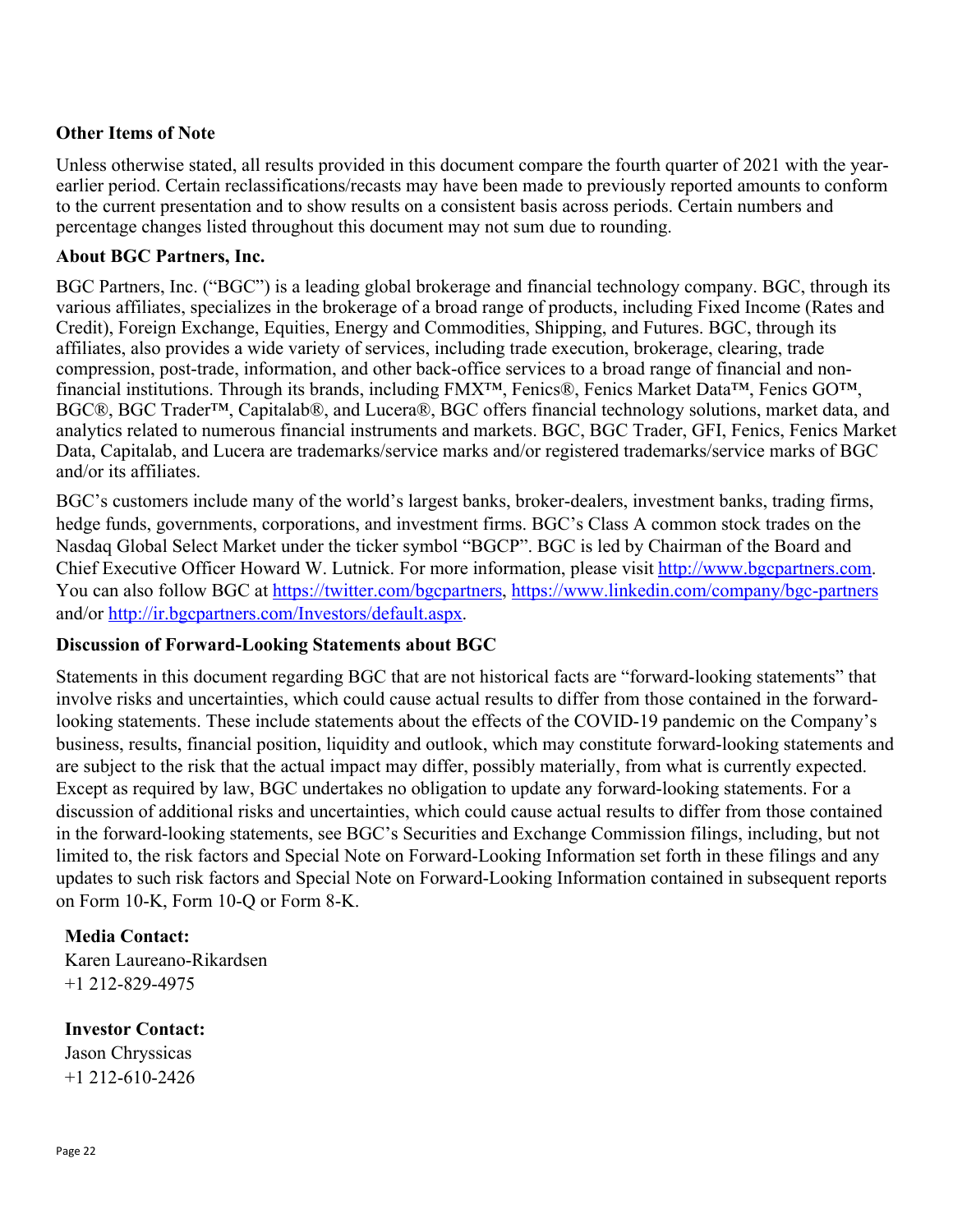### Other Items of Note

Unless otherwise stated, all results provided in this document compare the fourth quarter of 2021 with the year-earlier period. Certain reclassifications/recasts may have been made to previously reported amounts to conform to the current presentation and to show results on a consistent basis across periods. Certain numbers and percentage changes listed throughout this document may not sum due to rounding.

### About BGC Partners, Inc.

BGC Partners, Inc. ("BGC") is a leading global brokerage and financial technology company. BGC, through its various affiliates, specializes in the brokerage of a broad range of products, including Fixed Income (Rates and Credit), Foreign Exchange, Equities, Energy and Commodities, Shipping, and Futures. BGC, through its affiliates, also provides a wide variety of services, including trade execution, brokerage, clearing, trade compression, post-trade, information, and other back-office services to a broad range of financial and non-financial institutions. Through its brands, including FMX™, Fenics®, Fenics Market Data™, Fenics GO™, BGC®, BGC Trader™, Capitalab®, and Lucera®, BGC offers financial technology solutions, market data, and analytics related to numerous financial instruments and markets. BGC, BGC Trader, GFI, Fenics, Fenics Market Data, Capitalab, and Lucera are trademarks/service marks and/or registered trademarks/service marks of BGC and/or its affiliates.

BGC's customers include many of the world's largest banks, broker-dealers, investment banks, trading firms, hedge funds, governments, corporations, and investment firms. BGC's Class A common stock trades on the Nasdaq Global Select Market under the ticker symbol "BGCP". BGC is led by Chairman of the Board and Chief Executive Officer Howard W. Lutnick. For more information, please visit http://www.bgcpartners.com. You can also follow BGC at https://twitter.com/bgcpartners, https://www.linkedin.com/company/bgc-partners and/or http://ir.bgcpartners.com/Investors/default.aspx.

### Discussion of Forward-Looking Statements about BGC

Statements in this document regarding BGC that are not historical facts are "forward-looking statements" that involve risks and uncertainties, which could cause actual results to differ from those contained in the forward-looking statements. These include statements about the effects of the COVID-19 pandemic on the Company's business, results, financial position, liquidity and outlook, which may constitute forward-looking statements and are subject to the risk that the actual impact may differ, possibly materially, from what is currently expected. Except as required by law, BGC undertakes no obligation to update any forward-looking statements. For a discussion of additional risks and uncertainties, which could cause actual results to differ from those contained in the forward-looking statements, see BGC's Securities and Exchange Commission filings, including, but not limited to, the risk factors and Special Note on Forward-Looking Information set forth in these filings and any updates to such risk factors and Special Note on Forward-Looking Information contained in subsequent reports on Form 10-K, Form 10-Q or Form 8-K.

**Media Contact:**
Karen Laureano-Rikardsen
+1 212-829-4975

**Investor Contact:**
Jason Chryssicas
+1 212-610-2426